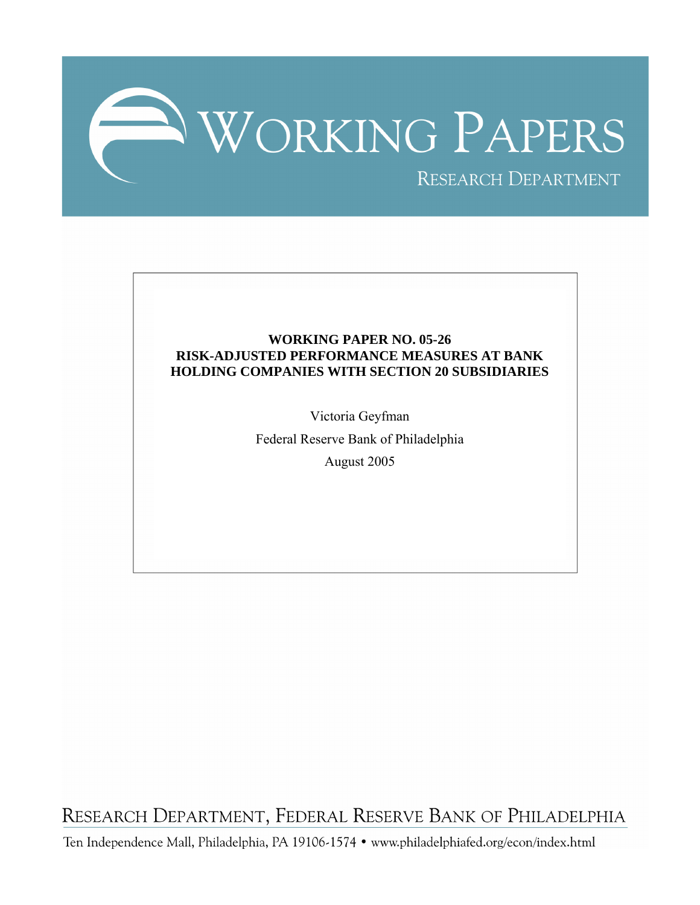# WORKING PAPERS

RESEARCH DEPARTMENT

**WORKING PAPER NO. 05-26**
**RISK-ADJUSTED PERFORMANCE MEASURES AT BANK HOLDING COMPANIES WITH SECTION 20 SUBSIDIARIES**

Victoria Geyfman

Federal Reserve Bank of Philadelphia

August 2005

RESEARCH DEPARTMENT, FEDERAL RESERVE BANK OF PHILADELPHIA

Ten Independence Mall, Philadelphia, PA 19106-1574 • www.philadelphiafed.org/econ/index.html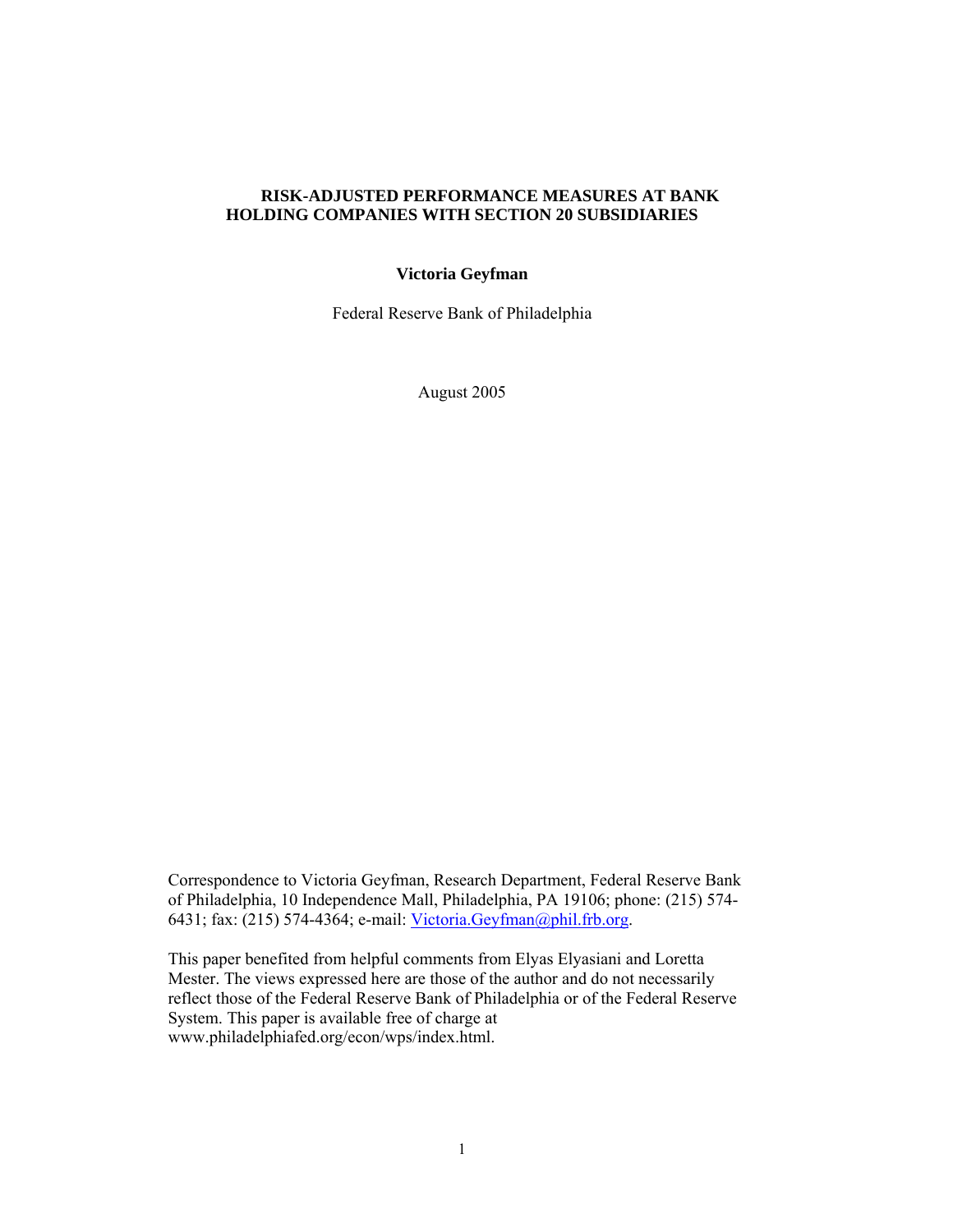# RISK-ADJUSTED PERFORMANCE MEASURES AT BANK HOLDING COMPANIES WITH SECTION 20 SUBSIDIARIES

**Victoria Geyfman**

Federal Reserve Bank of Philadelphia

August 2005

Correspondence to Victoria Geyfman, Research Department, Federal Reserve Bank of Philadelphia, 10 Independence Mall, Philadelphia, PA 19106; phone: (215) 574-6431; fax: (215) 574-4364; e-mail: Victoria.Geyfman@phil.frb.org.

This paper benefited from helpful comments from Elyas Elyasiani and Loretta Mester. The views expressed here are those of the author and do not necessarily reflect those of the Federal Reserve Bank of Philadelphia or of the Federal Reserve System. This paper is available free of charge at www.philadelphiafed.org/econ/wps/index.html.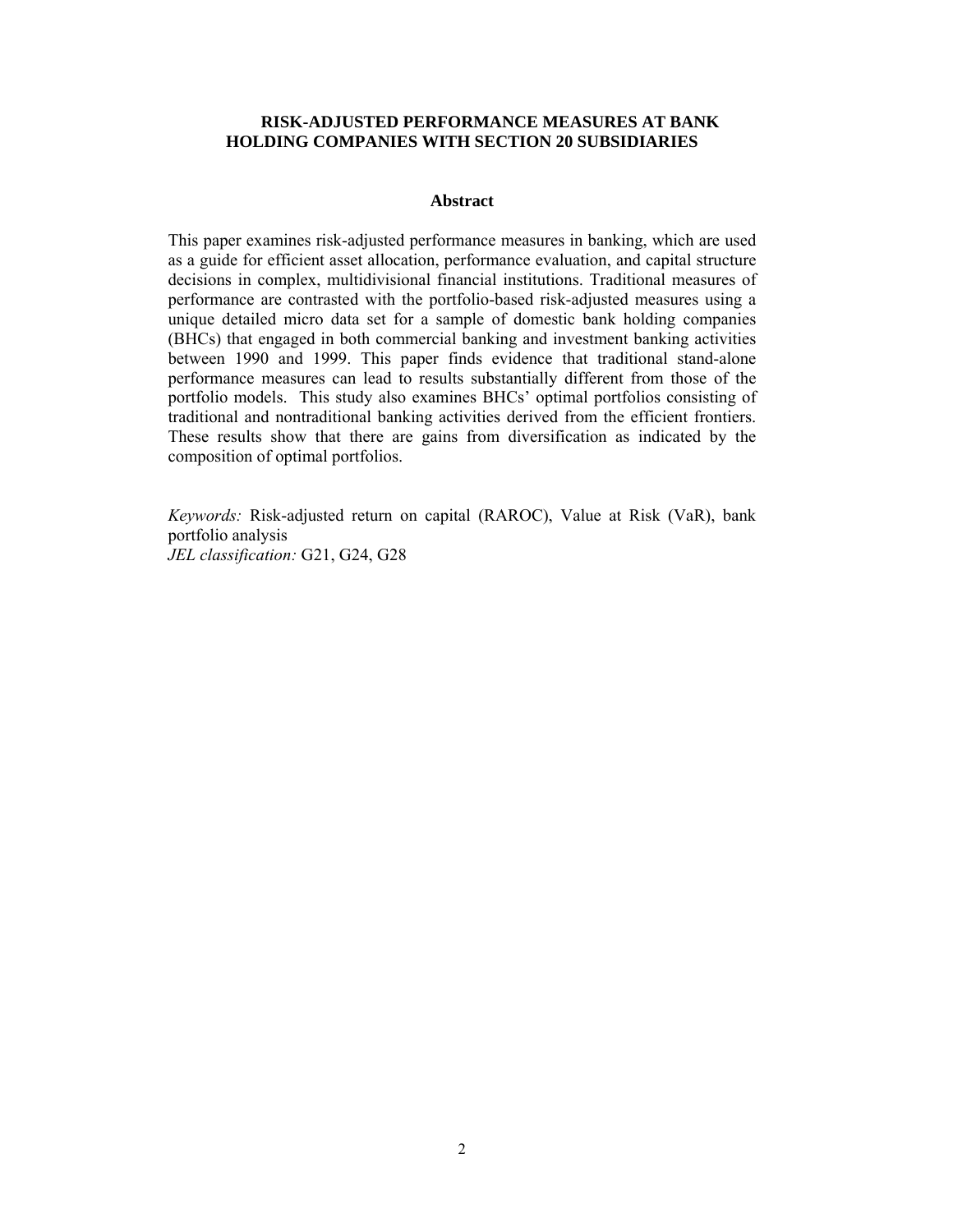# RISK-ADJUSTED PERFORMANCE MEASURES AT BANK HOLDING COMPANIES WITH SECTION 20 SUBSIDIARIES

## Abstract

This paper examines risk-adjusted performance measures in banking, which are used as a guide for efficient asset allocation, performance evaluation, and capital structure decisions in complex, multidivisional financial institutions. Traditional measures of performance are contrasted with the portfolio-based risk-adjusted measures using a unique detailed micro data set for a sample of domestic bank holding companies (BHCs) that engaged in both commercial banking and investment banking activities between 1990 and 1999. This paper finds evidence that traditional stand-alone performance measures can lead to results substantially different from those of the portfolio models. This study also examines BHCs' optimal portfolios consisting of traditional and nontraditional banking activities derived from the efficient frontiers. These results show that there are gains from diversification as indicated by the composition of optimal portfolios.

*Keywords:* Risk-adjusted return on capital (RAROC), Value at Risk (VaR), bank portfolio analysis
*JEL classification:* G21, G24, G28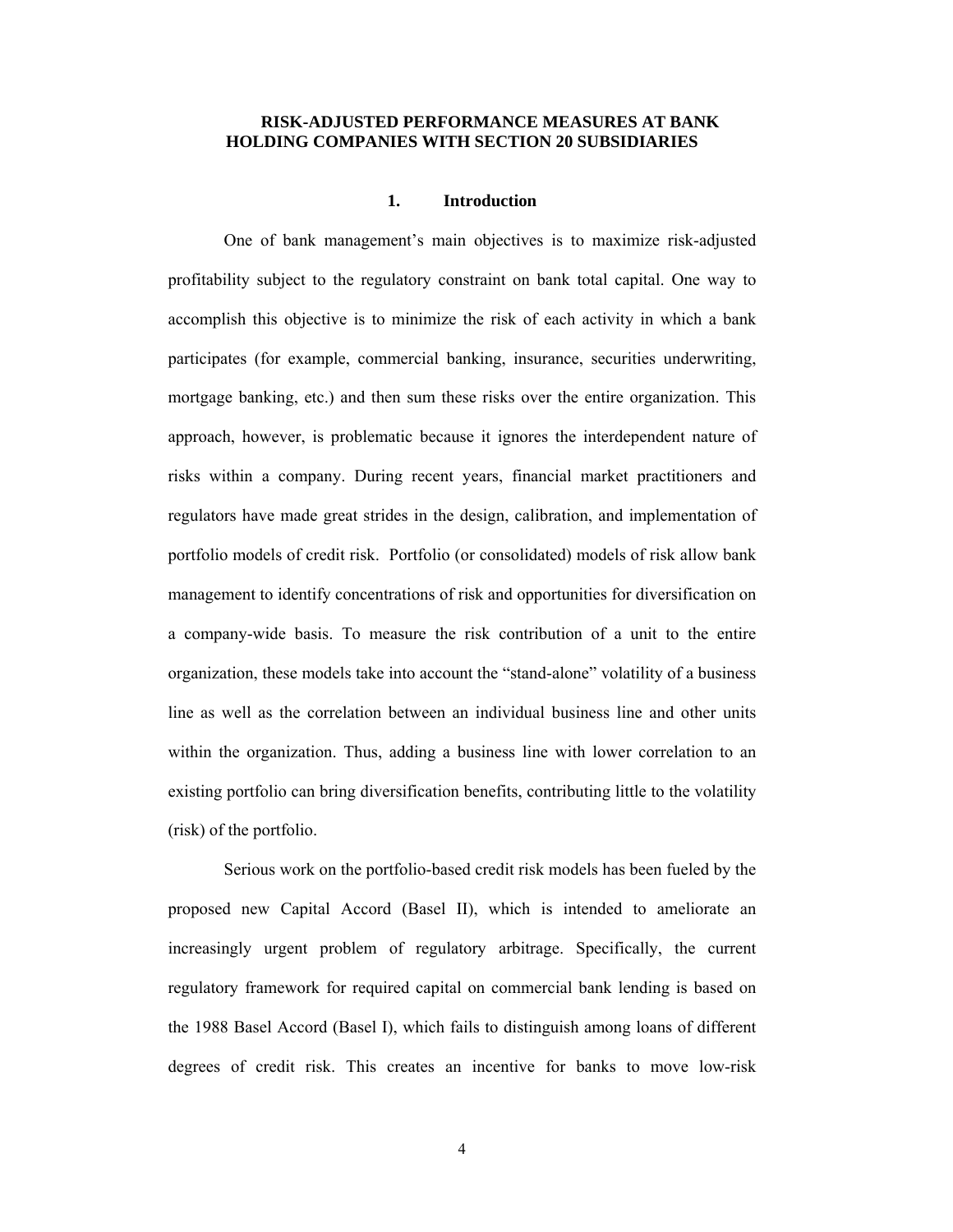# RISK-ADJUSTED PERFORMANCE MEASURES AT BANK HOLDING COMPANIES WITH SECTION 20 SUBSIDIARIES

## 1. Introduction

One of bank management's main objectives is to maximize risk-adjusted profitability subject to the regulatory constraint on bank total capital. One way to accomplish this objective is to minimize the risk of each activity in which a bank participates (for example, commercial banking, insurance, securities underwriting, mortgage banking, etc.) and then sum these risks over the entire organization. This approach, however, is problematic because it ignores the interdependent nature of risks within a company. During recent years, financial market practitioners and regulators have made great strides in the design, calibration, and implementation of portfolio models of credit risk. Portfolio (or consolidated) models of risk allow bank management to identify concentrations of risk and opportunities for diversification on a company-wide basis. To measure the risk contribution of a unit to the entire organization, these models take into account the "stand-alone" volatility of a business line as well as the correlation between an individual business line and other units within the organization. Thus, adding a business line with lower correlation to an existing portfolio can bring diversification benefits, contributing little to the volatility (risk) of the portfolio.

Serious work on the portfolio-based credit risk models has been fueled by the proposed new Capital Accord (Basel II), which is intended to ameliorate an increasingly urgent problem of regulatory arbitrage. Specifically, the current regulatory framework for required capital on commercial bank lending is based on the 1988 Basel Accord (Basel I), which fails to distinguish among loans of different degrees of credit risk. This creates an incentive for banks to move low-risk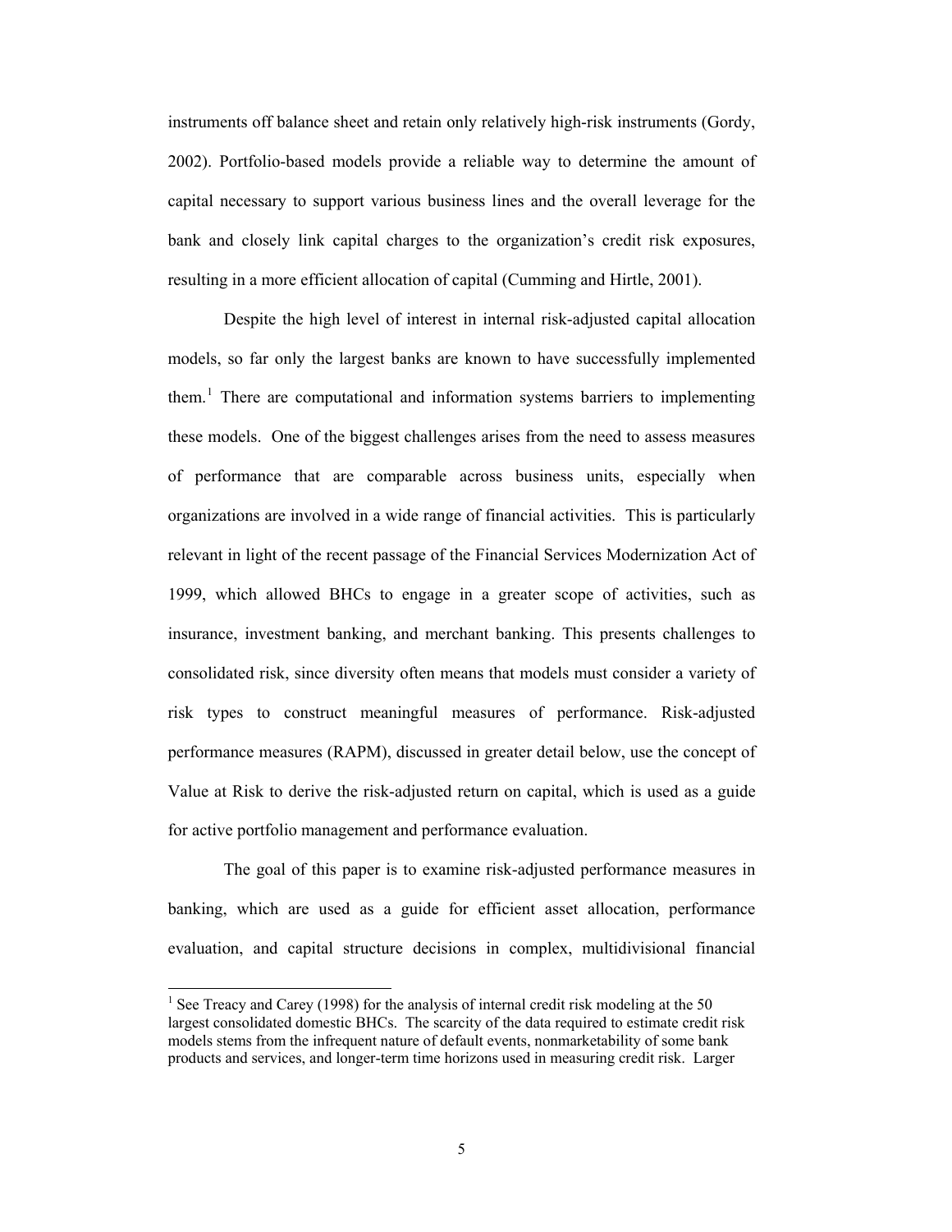instruments off balance sheet and retain only relatively high-risk instruments (Gordy, 2002). Portfolio-based models provide a reliable way to determine the amount of capital necessary to support various business lines and the overall leverage for the bank and closely link capital charges to the organization's credit risk exposures, resulting in a more efficient allocation of capital (Cumming and Hirtle, 2001).

Despite the high level of interest in internal risk-adjusted capital allocation models, so far only the largest banks are known to have successfully implemented them.[1] There are computational and information systems barriers to implementing these models. One of the biggest challenges arises from the need to assess measures of performance that are comparable across business units, especially when organizations are involved in a wide range of financial activities. This is particularly relevant in light of the recent passage of the Financial Services Modernization Act of 1999, which allowed BHCs to engage in a greater scope of activities, such as insurance, investment banking, and merchant banking. This presents challenges to consolidated risk, since diversity often means that models must consider a variety of risk types to construct meaningful measures of performance. Risk-adjusted performance measures (RAPM), discussed in greater detail below, use the concept of Value at Risk to derive the risk-adjusted return on capital, which is used as a guide for active portfolio management and performance evaluation.

The goal of this paper is to examine risk-adjusted performance measures in banking, which are used as a guide for efficient asset allocation, performance evaluation, and capital structure decisions in complex, multidivisional financial

[1] See Treacy and Carey (1998) for the analysis of internal credit risk modeling at the 50 largest consolidated domestic BHCs. The scarcity of the data required to estimate credit risk models stems from the infrequent nature of default events, nonmarketability of some bank products and services, and longer-term time horizons used in measuring credit risk. Larger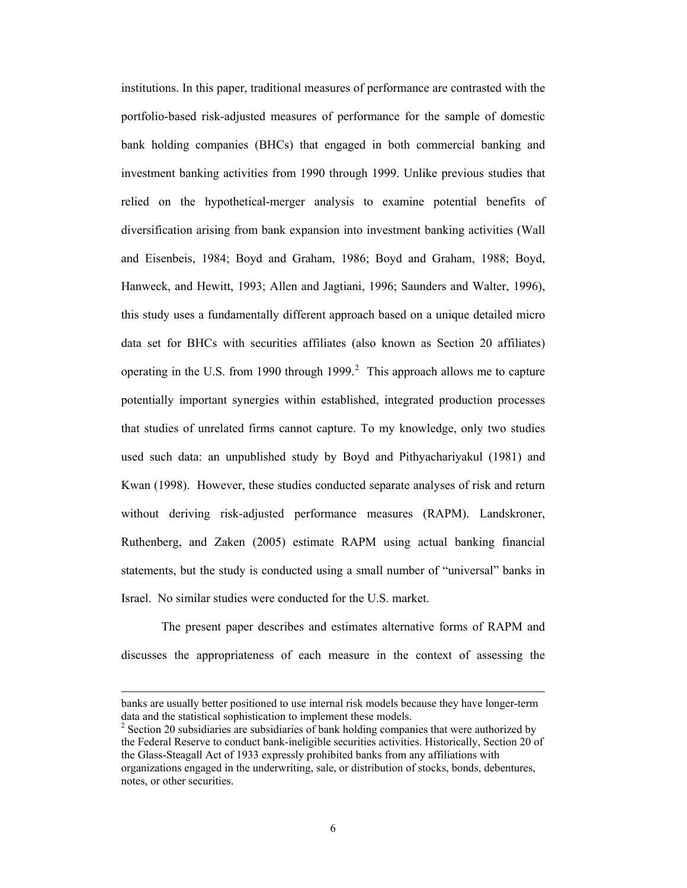institutions. In this paper, traditional measures of performance are contrasted with the portfolio-based risk-adjusted measures of performance for the sample of domestic bank holding companies (BHCs) that engaged in both commercial banking and investment banking activities from 1990 through 1999. Unlike previous studies that relied on the hypothetical-merger analysis to examine potential benefits of diversification arising from bank expansion into investment banking activities (Wall and Eisenbeis, 1984; Boyd and Graham, 1986; Boyd and Graham, 1988; Boyd, Hanweck, and Hewitt, 1993; Allen and Jagtiani, 1996; Saunders and Walter, 1996), this study uses a fundamentally different approach based on a unique detailed micro data set for BHCs with securities affiliates (also known as Section 20 affiliates) operating in the U.S. from 1990 through 1999.[2] This approach allows me to capture potentially important synergies within established, integrated production processes that studies of unrelated firms cannot capture. To my knowledge, only two studies used such data: an unpublished study by Boyd and Pithyachariyakul (1981) and Kwan (1998). However, these studies conducted separate analyses of risk and return without deriving risk-adjusted performance measures (RAPM). Landskroner, Ruthenberg, and Zaken (2005) estimate RAPM using actual banking financial statements, but the study is conducted using a small number of "universal" banks in Israel. No similar studies were conducted for the U.S. market.

The present paper describes and estimates alternative forms of RAPM and discusses the appropriateness of each measure in the context of assessing the

---

banks are usually better positioned to use internal risk models because they have longer-term data and the statistical sophistication to implement these models.

[2] Section 20 subsidiaries are subsidiaries of bank holding companies that were authorized by the Federal Reserve to conduct bank-ineligible securities activities. Historically, Section 20 of the Glass-Steagall Act of 1933 expressly prohibited banks from any affiliations with organizations engaged in the underwriting, sale, or distribution of stocks, bonds, debentures, notes, or other securities.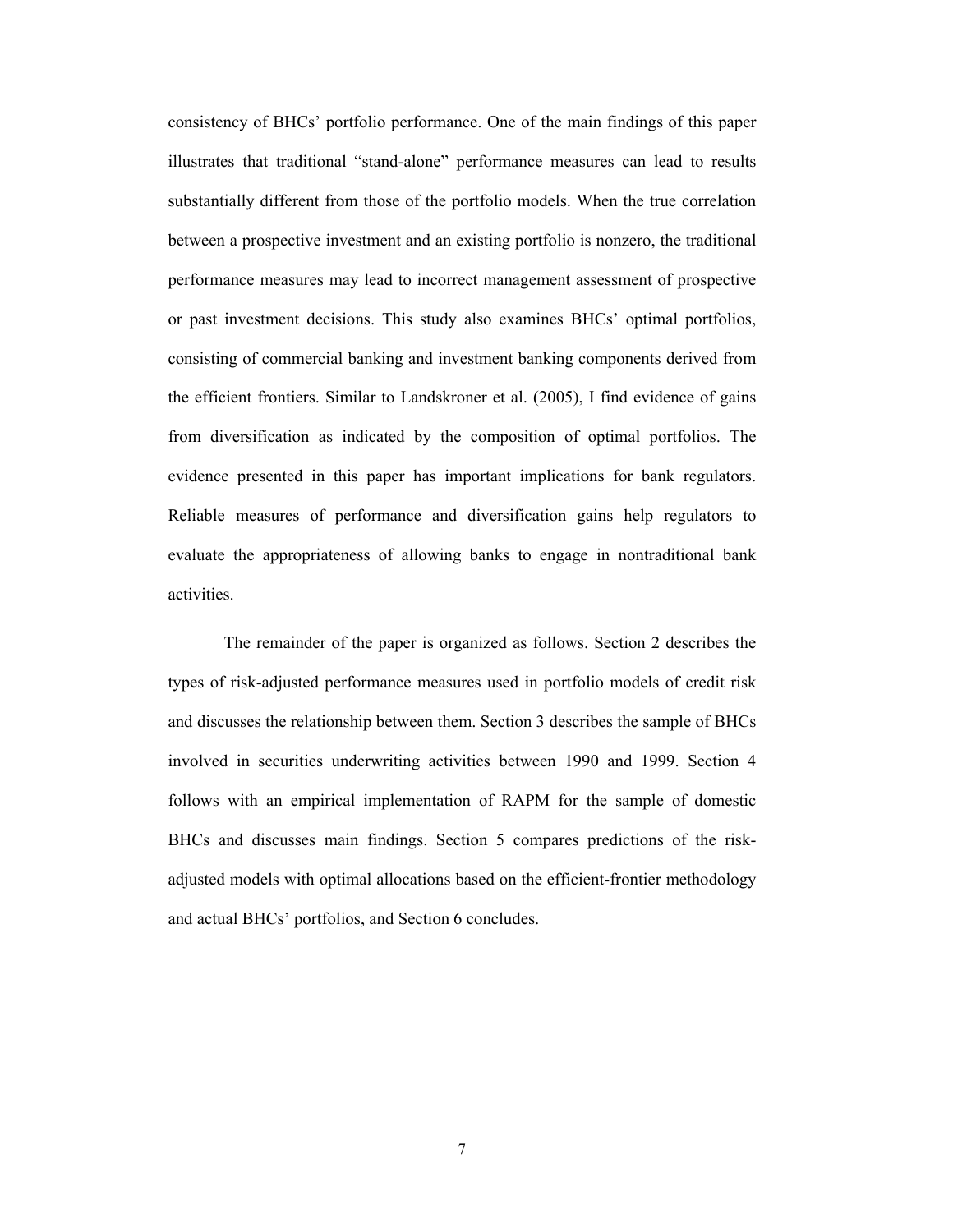consistency of BHCs' portfolio performance. One of the main findings of this paper illustrates that traditional "stand-alone" performance measures can lead to results substantially different from those of the portfolio models. When the true correlation between a prospective investment and an existing portfolio is nonzero, the traditional performance measures may lead to incorrect management assessment of prospective or past investment decisions. This study also examines BHCs' optimal portfolios, consisting of commercial banking and investment banking components derived from the efficient frontiers. Similar to Landskroner et al. (2005), I find evidence of gains from diversification as indicated by the composition of optimal portfolios. The evidence presented in this paper has important implications for bank regulators. Reliable measures of performance and diversification gains help regulators to evaluate the appropriateness of allowing banks to engage in nontraditional bank activities.

The remainder of the paper is organized as follows. Section 2 describes the types of risk-adjusted performance measures used in portfolio models of credit risk and discusses the relationship between them. Section 3 describes the sample of BHCs involved in securities underwriting activities between 1990 and 1999. Section 4 follows with an empirical implementation of RAPM for the sample of domestic BHCs and discusses main findings. Section 5 compares predictions of the risk-adjusted models with optimal allocations based on the efficient-frontier methodology and actual BHCs' portfolios, and Section 6 concludes.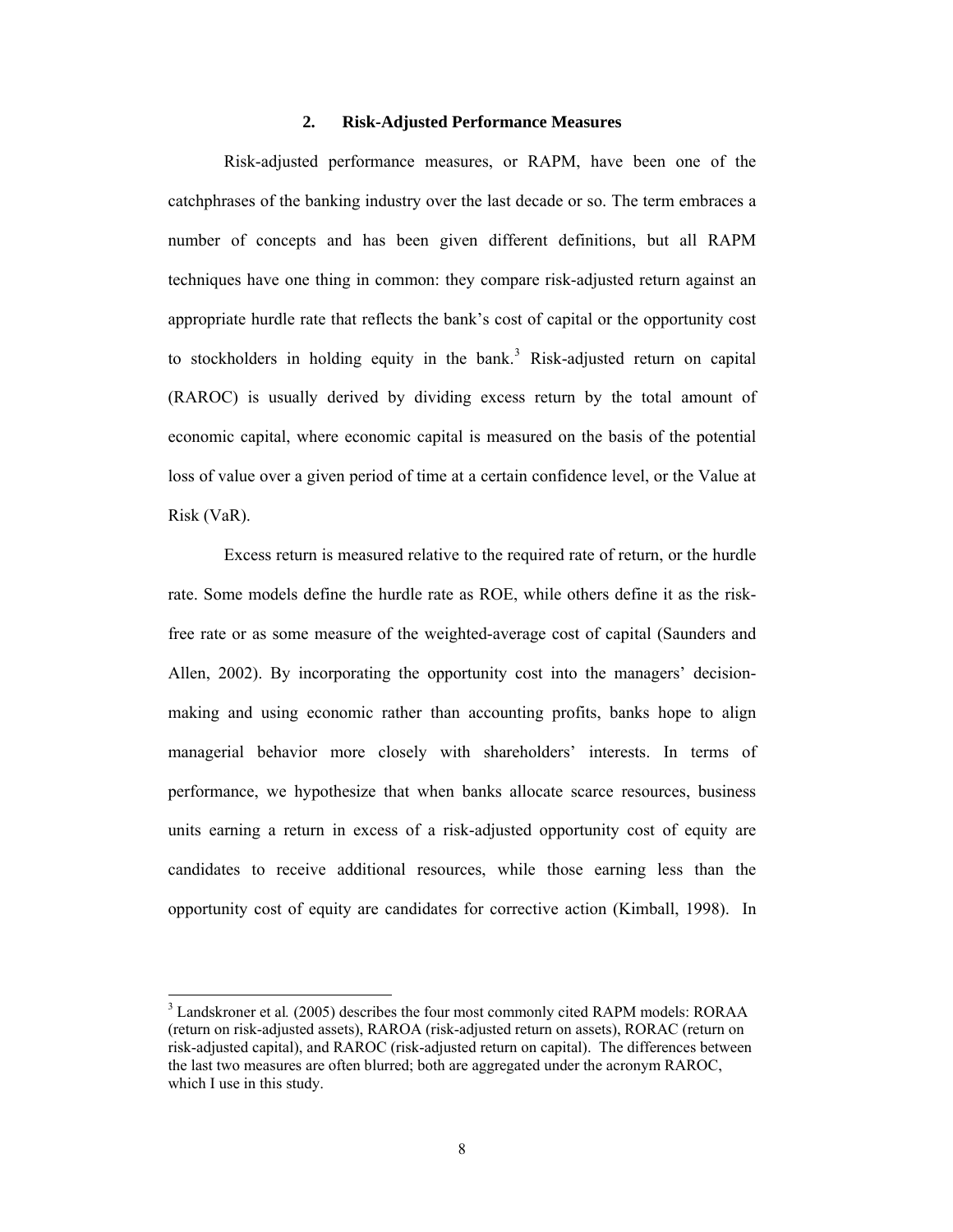## 2. Risk-Adjusted Performance Measures

Risk-adjusted performance measures, or RAPM, have been one of the catchphrases of the banking industry over the last decade or so. The term embraces a number of concepts and has been given different definitions, but all RAPM techniques have one thing in common: they compare risk-adjusted return against an appropriate hurdle rate that reflects the bank's cost of capital or the opportunity cost to stockholders in holding equity in the bank.[3] Risk-adjusted return on capital (RAROC) is usually derived by dividing excess return by the total amount of economic capital, where economic capital is measured on the basis of the potential loss of value over a given period of time at a certain confidence level, or the Value at Risk (VaR).

Excess return is measured relative to the required rate of return, or the hurdle rate. Some models define the hurdle rate as ROE, while others define it as the risk-free rate or as some measure of the weighted-average cost of capital (Saunders and Allen, 2002). By incorporating the opportunity cost into the managers' decision-making and using economic rather than accounting profits, banks hope to align managerial behavior more closely with shareholders' interests. In terms of performance, we hypothesize that when banks allocate scarce resources, business units earning a return in excess of a risk-adjusted opportunity cost of equity are candidates to receive additional resources, while those earning less than the opportunity cost of equity are candidates for corrective action (Kimball, 1998). In

[3] Landskroner et al. (2005) describes the four most commonly cited RAPM models: RORAA (return on risk-adjusted assets), RAROA (risk-adjusted return on assets), RORAC (return on risk-adjusted capital), and RAROC (risk-adjusted return on capital). The differences between the last two measures are often blurred; both are aggregated under the acronym RAROC, which I use in this study.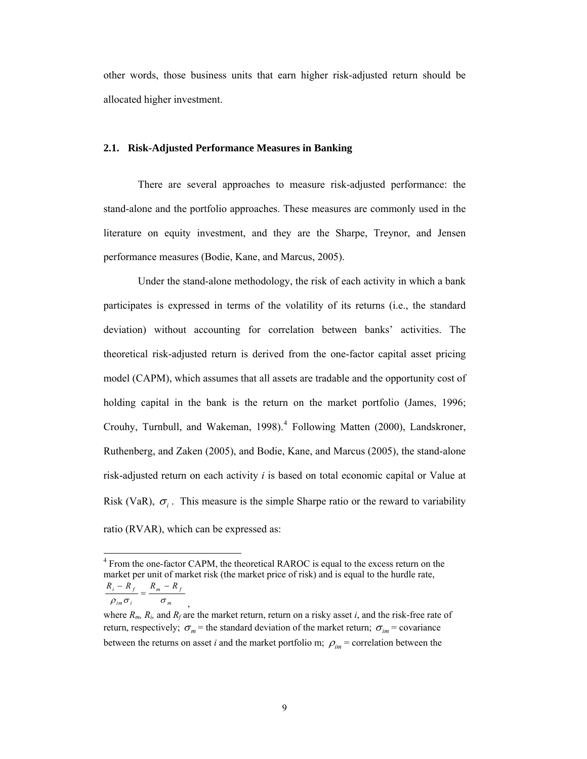other words, those business units that earn higher risk-adjusted return should be allocated higher investment.

### 2.1. Risk-Adjusted Performance Measures in Banking

There are several approaches to measure risk-adjusted performance: the stand-alone and the portfolio approaches. These measures are commonly used in the literature on equity investment, and they are the Sharpe, Treynor, and Jensen performance measures (Bodie, Kane, and Marcus, 2005).

Under the stand-alone methodology, the risk of each activity in which a bank participates is expressed in terms of the volatility of its returns (i.e., the standard deviation) without accounting for correlation between banks' activities. The theoretical risk-adjusted return is derived from the one-factor capital asset pricing model (CAPM), which assumes that all assets are tradable and the opportunity cost of holding capital in the bank is the return on the market portfolio (James, 1996; Crouhy, Turnbull, and Wakeman, 1998).[4] Following Matten (2000), Landskroner, Ruthenberg, and Zaken (2005), and Bodie, Kane, and Marcus (2005), the stand-alone risk-adjusted return on each activity *i* is based on total economic capital or Value at Risk (VaR), $\sigma_i$. This measure is the simple Sharpe ratio or the reward to variability ratio (RVAR), which can be expressed as:

---

[4] From the one-factor CAPM, the theoretical RAROC is equal to the excess return on the market per unit of market risk (the market price of risk) and is equal to the hurdle rate,

$$\frac{R_i - R_f}{\rho_{im}\sigma_i} = \frac{R_m - R_f}{\sigma_m},$$

where $R_m$, $R_i$, and $R_f$ are the market return, return on a risky asset *i*, and the risk-free rate of return, respectively; $\sigma_m$ = the standard deviation of the market return; $\sigma_{im}$ = covariance between the returns on asset *i* and the market portfolio m; $\rho_{im}$ = correlation between the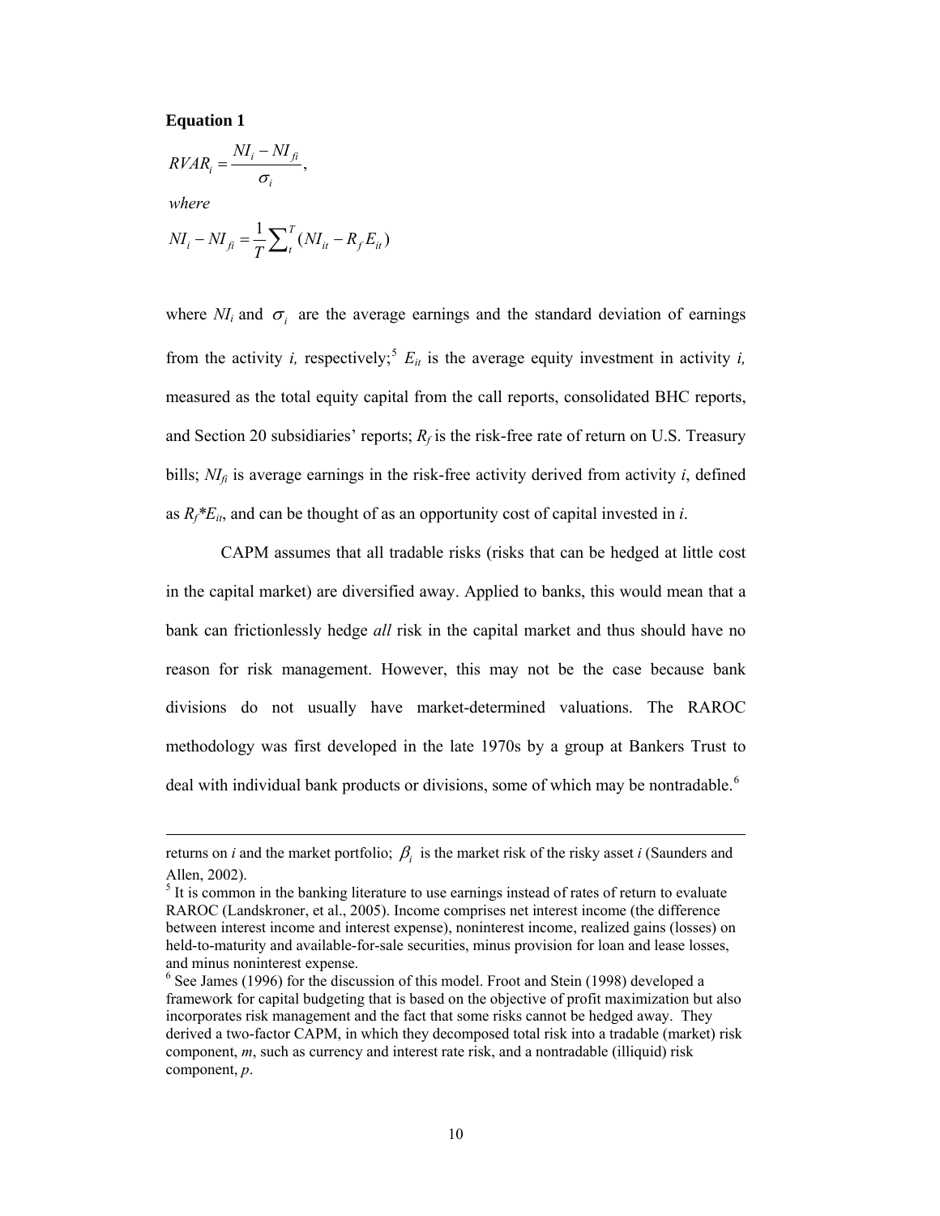**Equation 1**

$$RVAR_i = \frac{NI_i - NI_{fi}}{\sigma_i},$$

*where*

$$NI_i - NI_{fi} = \frac{1}{T}\sum_t^T (NI_{it} - R_f E_{it})$$

where $NI_i$ and $\sigma_i$ are the average earnings and the standard deviation of earnings from the activity *i,* respectively;[5] $E_{it}$ is the average equity investment in activity *i,* measured as the total equity capital from the call reports, consolidated BHC reports, and Section 20 subsidiaries' reports; $R_f$ is the risk-free rate of return on U.S. Treasury bills; $NI_{fi}$ is average earnings in the risk-free activity derived from activity *i*, defined as $R_f * E_{it}$, and can be thought of as an opportunity cost of capital invested in *i*.

CAPM assumes that all tradable risks (risks that can be hedged at little cost in the capital market) are diversified away. Applied to banks, this would mean that a bank can frictionlessly hedge *all* risk in the capital market and thus should have no reason for risk management. However, this may not be the case because bank divisions do not usually have market-determined valuations. The RAROC methodology was first developed in the late 1970s by a group at Bankers Trust to deal with individual bank products or divisions, some of which may be nontradable.[6]

---

returns on *i* and the market portfolio; $\beta_i$ is the market risk of the risky asset *i* (Saunders and Allen, 2002).

[5] It is common in the banking literature to use earnings instead of rates of return to evaluate RAROC (Landskroner, et al., 2005). Income comprises net interest income (the difference between interest income and interest expense), noninterest income, realized gains (losses) on held-to-maturity and available-for-sale securities, minus provision for loan and lease losses, and minus noninterest expense.

[6] See James (1996) for the discussion of this model. Froot and Stein (1998) developed a framework for capital budgeting that is based on the objective of profit maximization but also incorporates risk management and the fact that some risks cannot be hedged away. They derived a two-factor CAPM, in which they decomposed total risk into a tradable (market) risk component, *m*, such as currency and interest rate risk, and a nontradable (illiquid) risk component, *p*.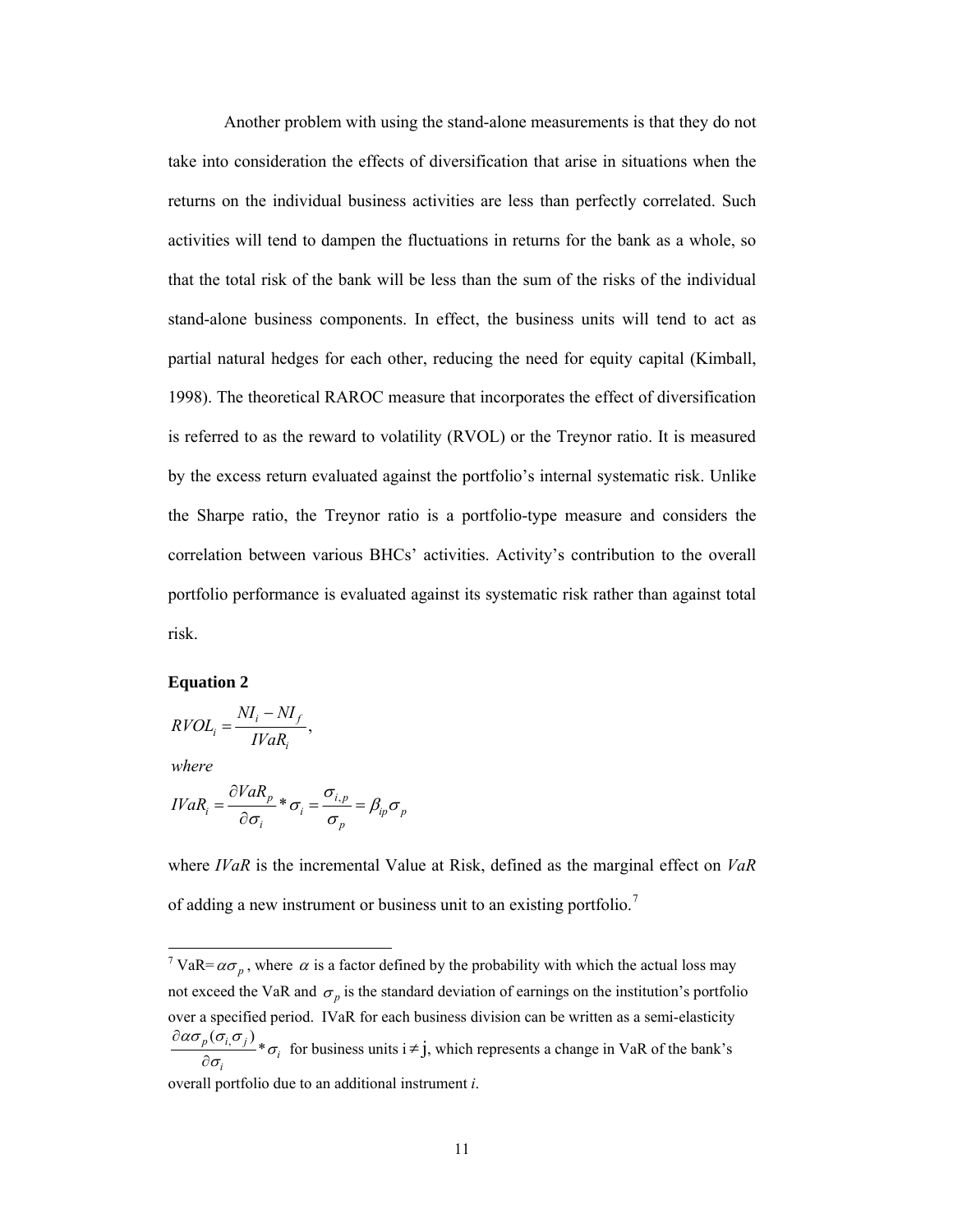Another problem with using the stand-alone measurements is that they do not take into consideration the effects of diversification that arise in situations when the returns on the individual business activities are less than perfectly correlated. Such activities will tend to dampen the fluctuations in returns for the bank as a whole, so that the total risk of the bank will be less than the sum of the risks of the individual stand-alone business components. In effect, the business units will tend to act as partial natural hedges for each other, reducing the need for equity capital (Kimball, 1998). The theoretical RAROC measure that incorporates the effect of diversification is referred to as the reward to volatility (RVOL) or the Treynor ratio. It is measured by the excess return evaluated against the portfolio's internal systematic risk. Unlike the Sharpe ratio, the Treynor ratio is a portfolio-type measure and considers the correlation between various BHCs' activities. Activity's contribution to the overall portfolio performance is evaluated against its systematic risk rather than against total risk.

**Equation 2**

$$RVOL_i = \frac{NI_i - NI_f}{IVaR_i},$$

*where*

$$IVaR_i = \frac{\partial VaR_p}{\partial \sigma_i} * \sigma_i = \frac{\sigma_{i,p}}{\sigma_p} = \beta_{ip}\sigma_p$$

where *IVaR* is the incremental Value at Risk, defined as the marginal effect on *VaR* of adding a new instrument or business unit to an existing portfolio.[7]

---

[7] VaR= $\alpha\sigma_p$, where $\alpha$ is a factor defined by the probability with which the actual loss may not exceed the VaR and $\sigma_p$ is the standard deviation of earnings on the institution's portfolio over a specified period. IVaR for each business division can be written as a semi-elasticity $\frac{\partial \alpha\sigma_p(\sigma_i,\sigma_j)}{\partial \sigma_i} * \sigma_i$ for business units $i \neq j$, which represents a change in VaR of the bank's overall portfolio due to an additional instrument *i*.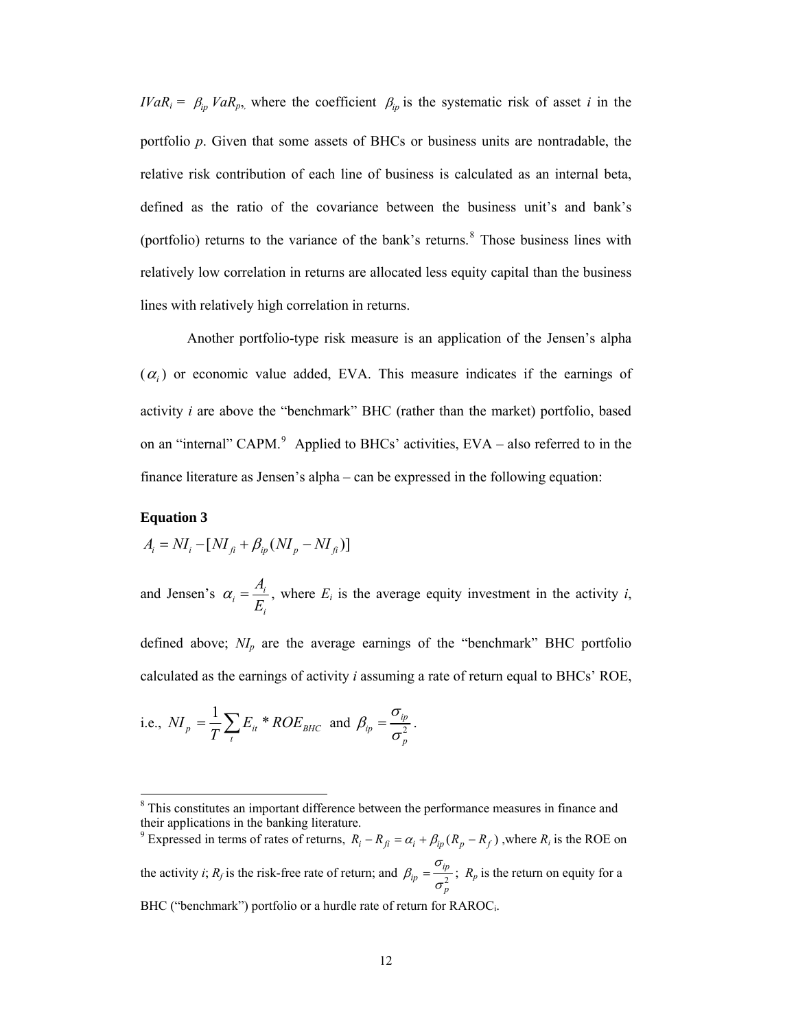$IVaR_i = \beta_{ip} VaR_p$, where the coefficient $\beta_{ip}$ is the systematic risk of asset *i* in the portfolio *p*. Given that some assets of BHCs or business units are nontradable, the relative risk contribution of each line of business is calculated as an internal beta, defined as the ratio of the covariance between the business unit's and bank's (portfolio) returns to the variance of the bank's returns.[8] Those business lines with relatively low correlation in returns are allocated less equity capital than the business lines with relatively high correlation in returns.

Another portfolio-type risk measure is an application of the Jensen's alpha ($\alpha_i$) or economic value added, EVA. This measure indicates if the earnings of activity *i* are above the "benchmark" BHC (rather than the market) portfolio, based on an "internal" CAPM.[9] Applied to BHCs' activities, EVA – also referred to in the finance literature as Jensen's alpha – can be expressed in the following equation:

**Equation 3**

$$A_i = NI_i - [NI_{fi} + \beta_{ip}(NI_p - NI_{fi})]$$

and Jensen's $\alpha_i = \dfrac{A_i}{E_i}$, where $E_i$ is the average equity investment in the activity *i*, defined above; $NI_p$ are the average earnings of the "benchmark" BHC portfolio calculated as the earnings of activity *i* assuming a rate of return equal to BHCs' ROE, i.e., $NI_p = \dfrac{1}{T}\sum_t E_{it} * ROE_{BHC}$ and $\beta_{ip} = \dfrac{\sigma_{ip}}{\sigma_p^2}$.

---

[8] This constitutes an important difference between the performance measures in finance and their applications in the banking literature.

[9] Expressed in terms of rates of returns, $R_i - R_{fi} = \alpha_i + \beta_{ip}(R_p - R_f)$ ,where $R_i$ is the ROE on the activity *i*; $R_f$ is the risk-free rate of return; and $\beta_{ip} = \dfrac{\sigma_{ip}}{\sigma_p^2}$; $R_p$ is the return on equity for a BHC ("benchmark") portfolio or a hurdle rate of return for $RAROC_i$.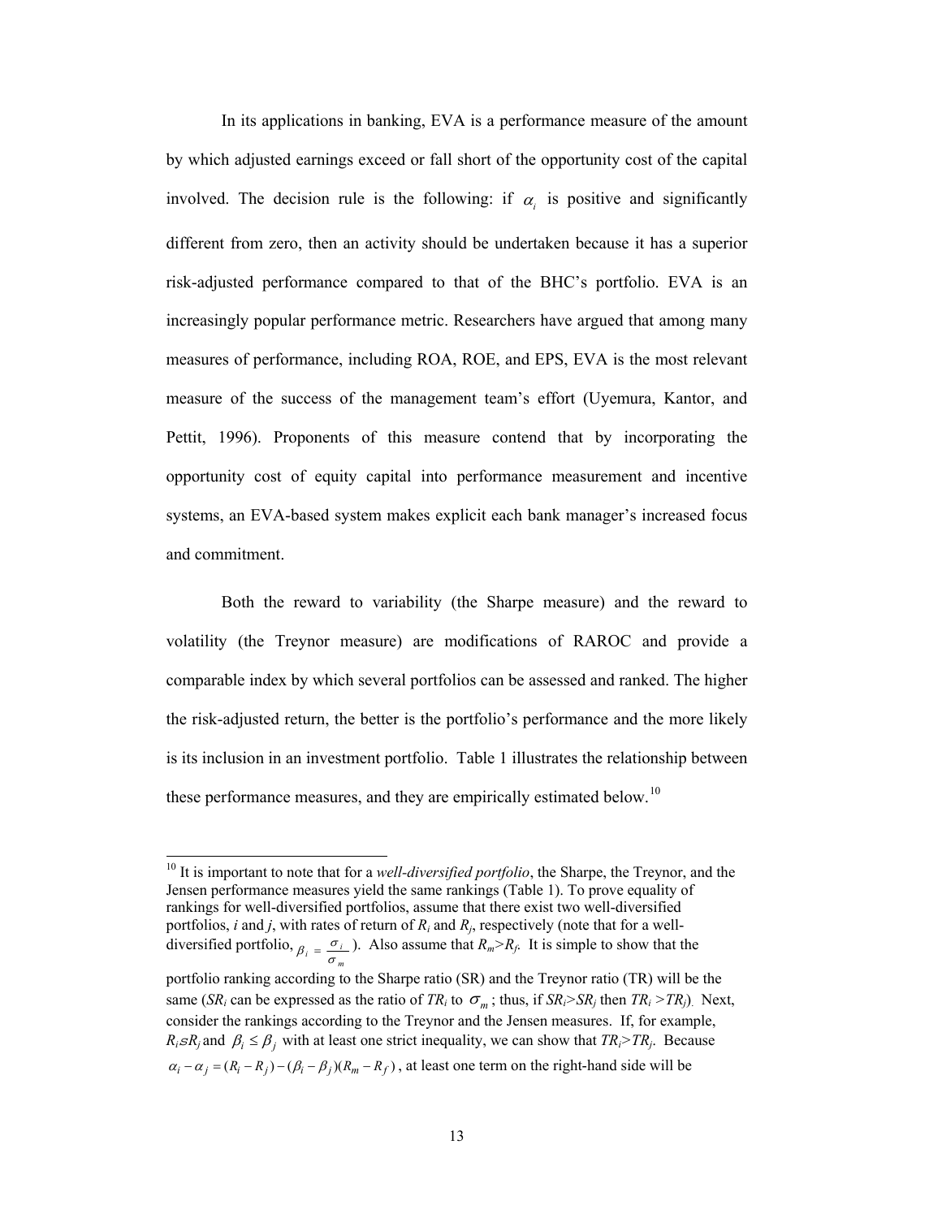In its applications in banking, EVA is a performance measure of the amount by which adjusted earnings exceed or fall short of the opportunity cost of the capital involved. The decision rule is the following: if $\alpha_i$ is positive and significantly different from zero, then an activity should be undertaken because it has a superior risk-adjusted performance compared to that of the BHC's portfolio. EVA is an increasingly popular performance metric. Researchers have argued that among many measures of performance, including ROA, ROE, and EPS, EVA is the most relevant measure of the success of the management team's effort (Uyemura, Kantor, and Pettit, 1996). Proponents of this measure contend that by incorporating the opportunity cost of equity capital into performance measurement and incentive systems, an EVA-based system makes explicit each bank manager's increased focus and commitment.

Both the reward to variability (the Sharpe measure) and the reward to volatility (the Treynor measure) are modifications of RAROC and provide a comparable index by which several portfolios can be assessed and ranked. The higher the risk-adjusted return, the better is the portfolio's performance and the more likely is its inclusion in an investment portfolio. Table 1 illustrates the relationship between these performance measures, and they are empirically estimated below.[10]

[10] It is important to note that for a *well-diversified portfolio*, the Sharpe, the Treynor, and the Jensen performance measures yield the same rankings (Table 1). To prove equality of rankings for well-diversified portfolios, assume that there exist two well-diversified portfolios, *i* and *j*, with rates of return of $R_i$ and $R_j$, respectively (note that for a well-diversified portfolio, $\beta_i = \frac{\sigma_i}{\sigma_m}$). Also assume that $R_m > R_f$. It is simple to show that the portfolio ranking according to the Sharpe ratio (SR) and the Treynor ratio (TR) will be the same ($SR_i$ can be expressed as the ratio of $TR_i$ to $\sigma_m$; thus, if $SR_i > SR_j$ then $TR_i > TR_j$). Next, consider the rankings according to the Treynor and the Jensen measures. If, for example, $R_i \leq R_j$ and $\beta_i \leq \beta_j$ with at least one strict inequality, we can show that $TR_i > TR_j$. Because $\alpha_i - \alpha_j = (R_i - R_j) - (\beta_i - \beta_j)(R_m - R_f)$, at least one term on the right-hand side will be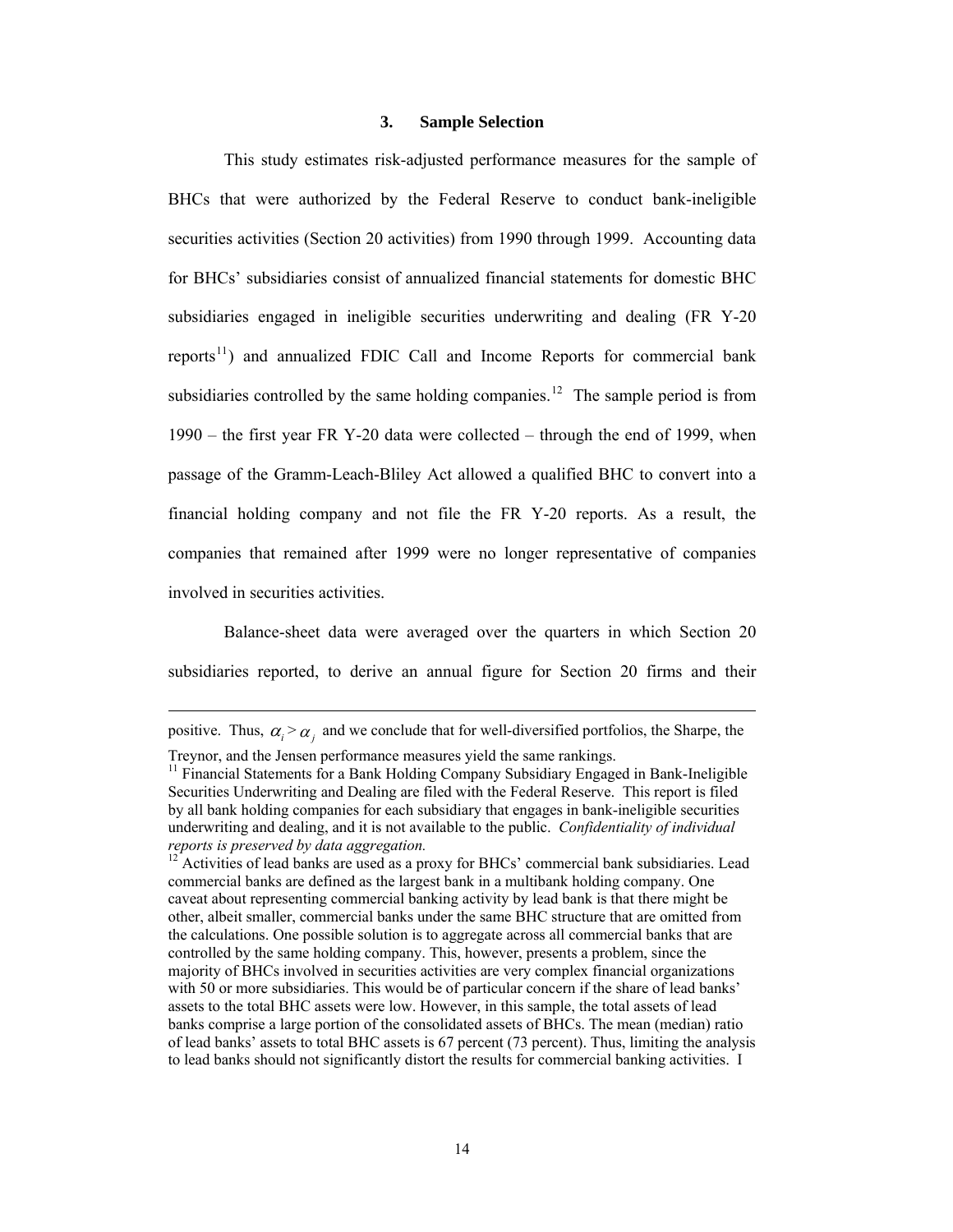## 3. Sample Selection

This study estimates risk-adjusted performance measures for the sample of BHCs that were authorized by the Federal Reserve to conduct bank-ineligible securities activities (Section 20 activities) from 1990 through 1999. Accounting data for BHCs' subsidiaries consist of annualized financial statements for domestic BHC subsidiaries engaged in ineligible securities underwriting and dealing (FR Y-20 reports[11]) and annualized FDIC Call and Income Reports for commercial bank subsidiaries controlled by the same holding companies.[12] The sample period is from 1990 – the first year FR Y-20 data were collected – through the end of 1999, when passage of the Gramm-Leach-Bliley Act allowed a qualified BHC to convert into a financial holding company and not file the FR Y-20 reports. As a result, the companies that remained after 1999 were no longer representative of companies involved in securities activities.

Balance-sheet data were averaged over the quarters in which Section 20 subsidiaries reported, to derive an annual figure for Section 20 firms and their

---

positive. Thus, $\alpha_i > \alpha_j$ and we conclude that for well-diversified portfolios, the Sharpe, the Treynor, and the Jensen performance measures yield the same rankings.

[11] Financial Statements for a Bank Holding Company Subsidiary Engaged in Bank-Ineligible Securities Underwriting and Dealing are filed with the Federal Reserve. This report is filed by all bank holding companies for each subsidiary that engages in bank-ineligible securities underwriting and dealing, and it is not available to the public. *Confidentiality of individual reports is preserved by data aggregation.*

[12] Activities of lead banks are used as a proxy for BHCs' commercial bank subsidiaries. Lead commercial banks are defined as the largest bank in a multibank holding company. One caveat about representing commercial banking activity by lead bank is that there might be other, albeit smaller, commercial banks under the same BHC structure that are omitted from the calculations. One possible solution is to aggregate across all commercial banks that are controlled by the same holding company. This, however, presents a problem, since the majority of BHCs involved in securities activities are very complex financial organizations with 50 or more subsidiaries. This would be of particular concern if the share of lead banks' assets to the total BHC assets were low. However, in this sample, the total assets of lead banks comprise a large portion of the consolidated assets of BHCs. The mean (median) ratio of lead banks' assets to total BHC assets is 67 percent (73 percent). Thus, limiting the analysis to lead banks should not significantly distort the results for commercial banking activities. I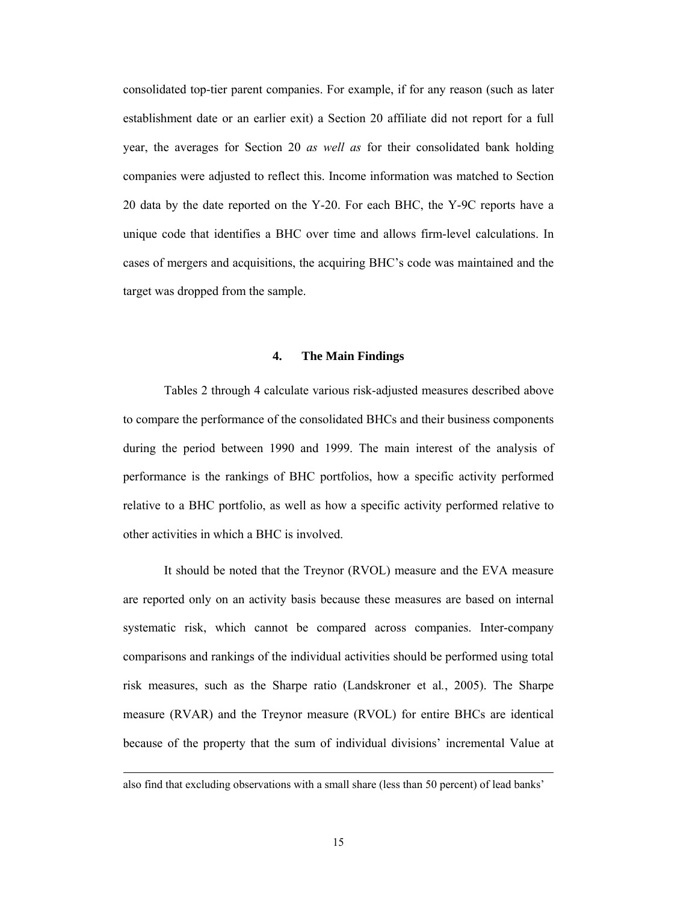consolidated top-tier parent companies. For example, if for any reason (such as later establishment date or an earlier exit) a Section 20 affiliate did not report for a full year, the averages for Section 20 *as well as* for their consolidated bank holding companies were adjusted to reflect this. Income information was matched to Section 20 data by the date reported on the Y-20. For each BHC, the Y-9C reports have a unique code that identifies a BHC over time and allows firm-level calculations. In cases of mergers and acquisitions, the acquiring BHC's code was maintained and the target was dropped from the sample.

## 4. The Main Findings

Tables 2 through 4 calculate various risk-adjusted measures described above to compare the performance of the consolidated BHCs and their business components during the period between 1990 and 1999. The main interest of the analysis of performance is the rankings of BHC portfolios, how a specific activity performed relative to a BHC portfolio, as well as how a specific activity performed relative to other activities in which a BHC is involved.

It should be noted that the Treynor (RVOL) measure and the EVA measure are reported only on an activity basis because these measures are based on internal systematic risk, which cannot be compared across companies. Inter-company comparisons and rankings of the individual activities should be performed using total risk measures, such as the Sharpe ratio (Landskroner et al., 2005). The Sharpe measure (RVAR) and the Treynor measure (RVOL) for entire BHCs are identical because of the property that the sum of individual divisions' incremental Value at

---

also find that excluding observations with a small share (less than 50 percent) of lead banks'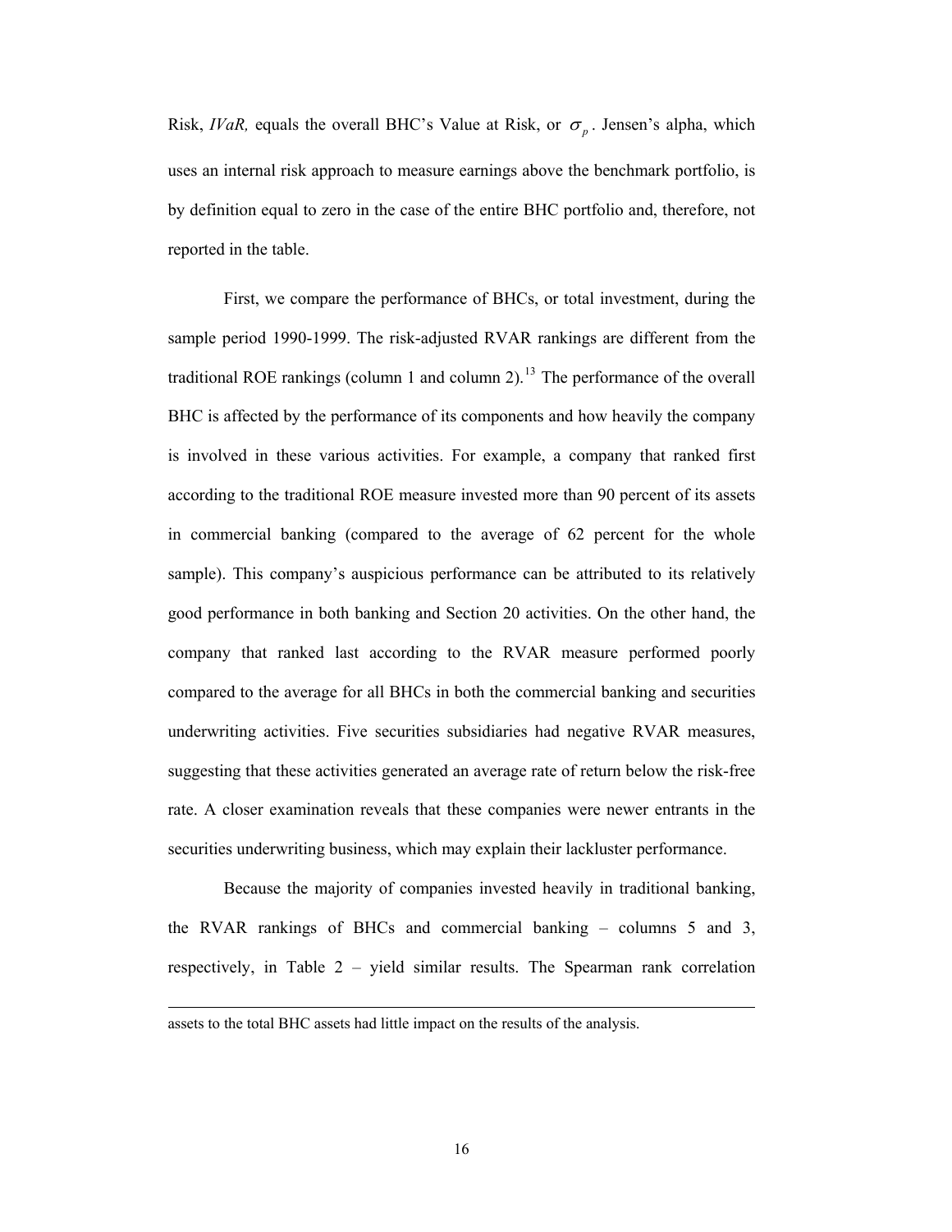Risk, *IVaR,* equals the overall BHC's Value at Risk, or $\sigma_p$. Jensen's alpha, which uses an internal risk approach to measure earnings above the benchmark portfolio, is by definition equal to zero in the case of the entire BHC portfolio and, therefore, not reported in the table.

First, we compare the performance of BHCs, or total investment, during the sample period 1990-1999. The risk-adjusted RVAR rankings are different from the traditional ROE rankings (column 1 and column 2).[13] The performance of the overall BHC is affected by the performance of its components and how heavily the company is involved in these various activities. For example, a company that ranked first according to the traditional ROE measure invested more than 90 percent of its assets in commercial banking (compared to the average of 62 percent for the whole sample). This company's auspicious performance can be attributed to its relatively good performance in both banking and Section 20 activities. On the other hand, the company that ranked last according to the RVAR measure performed poorly compared to the average for all BHCs in both the commercial banking and securities underwriting activities. Five securities subsidiaries had negative RVAR measures, suggesting that these activities generated an average rate of return below the risk-free rate. A closer examination reveals that these companies were newer entrants in the securities underwriting business, which may explain their lackluster performance.

Because the majority of companies invested heavily in traditional banking, the RVAR rankings of BHCs and commercial banking – columns 5 and 3, respectively, in Table 2 – yield similar results. The Spearman rank correlation

---

assets to the total BHC assets had little impact on the results of the analysis.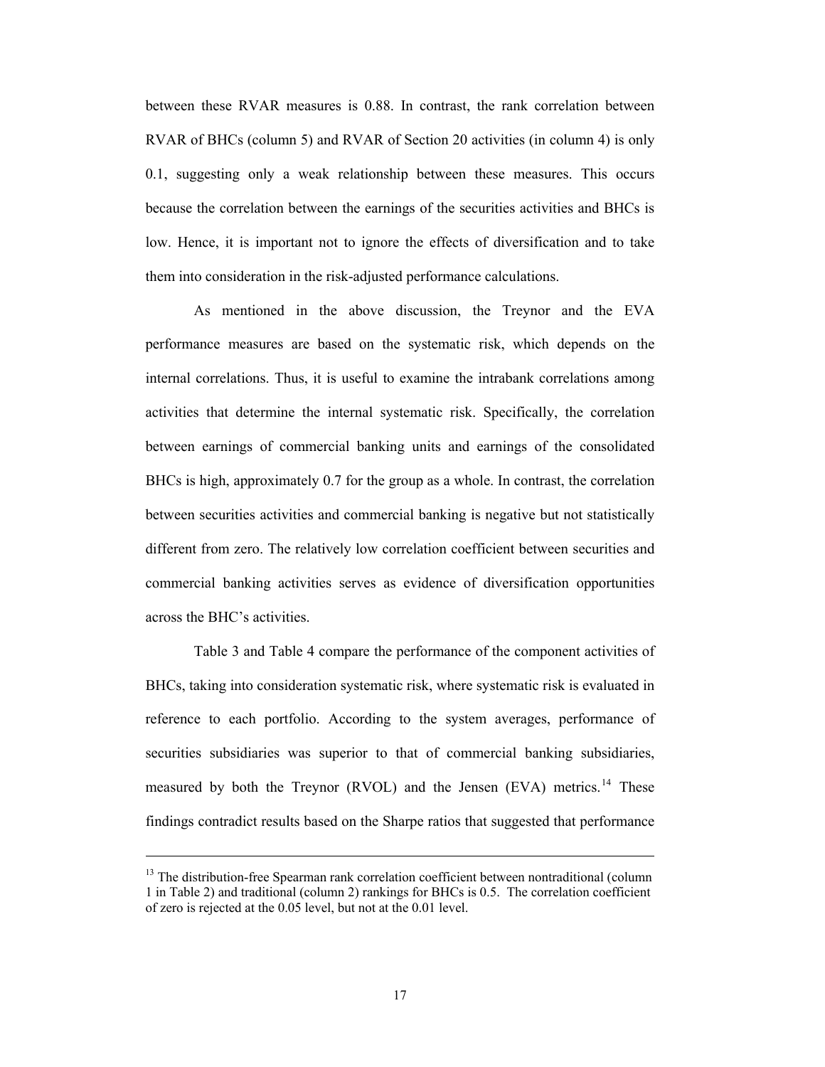between these RVAR measures is 0.88. In contrast, the rank correlation between RVAR of BHCs (column 5) and RVAR of Section 20 activities (in column 4) is only 0.1, suggesting only a weak relationship between these measures. This occurs because the correlation between the earnings of the securities activities and BHCs is low. Hence, it is important not to ignore the effects of diversification and to take them into consideration in the risk-adjusted performance calculations.

As mentioned in the above discussion, the Treynor and the EVA performance measures are based on the systematic risk, which depends on the internal correlations. Thus, it is useful to examine the intrabank correlations among activities that determine the internal systematic risk. Specifically, the correlation between earnings of commercial banking units and earnings of the consolidated BHCs is high, approximately 0.7 for the group as a whole. In contrast, the correlation between securities activities and commercial banking is negative but not statistically different from zero. The relatively low correlation coefficient between securities and commercial banking activities serves as evidence of diversification opportunities across the BHC's activities.

Table 3 and Table 4 compare the performance of the component activities of BHCs, taking into consideration systematic risk, where systematic risk is evaluated in reference to each portfolio. According to the system averages, performance of securities subsidiaries was superior to that of commercial banking subsidiaries, measured by both the Treynor (RVOL) and the Jensen (EVA) metrics.[14] These findings contradict results based on the Sharpe ratios that suggested that performance

---

[13] The distribution-free Spearman rank correlation coefficient between nontraditional (column 1 in Table 2) and traditional (column 2) rankings for BHCs is 0.5. The correlation coefficient of zero is rejected at the 0.05 level, but not at the 0.01 level.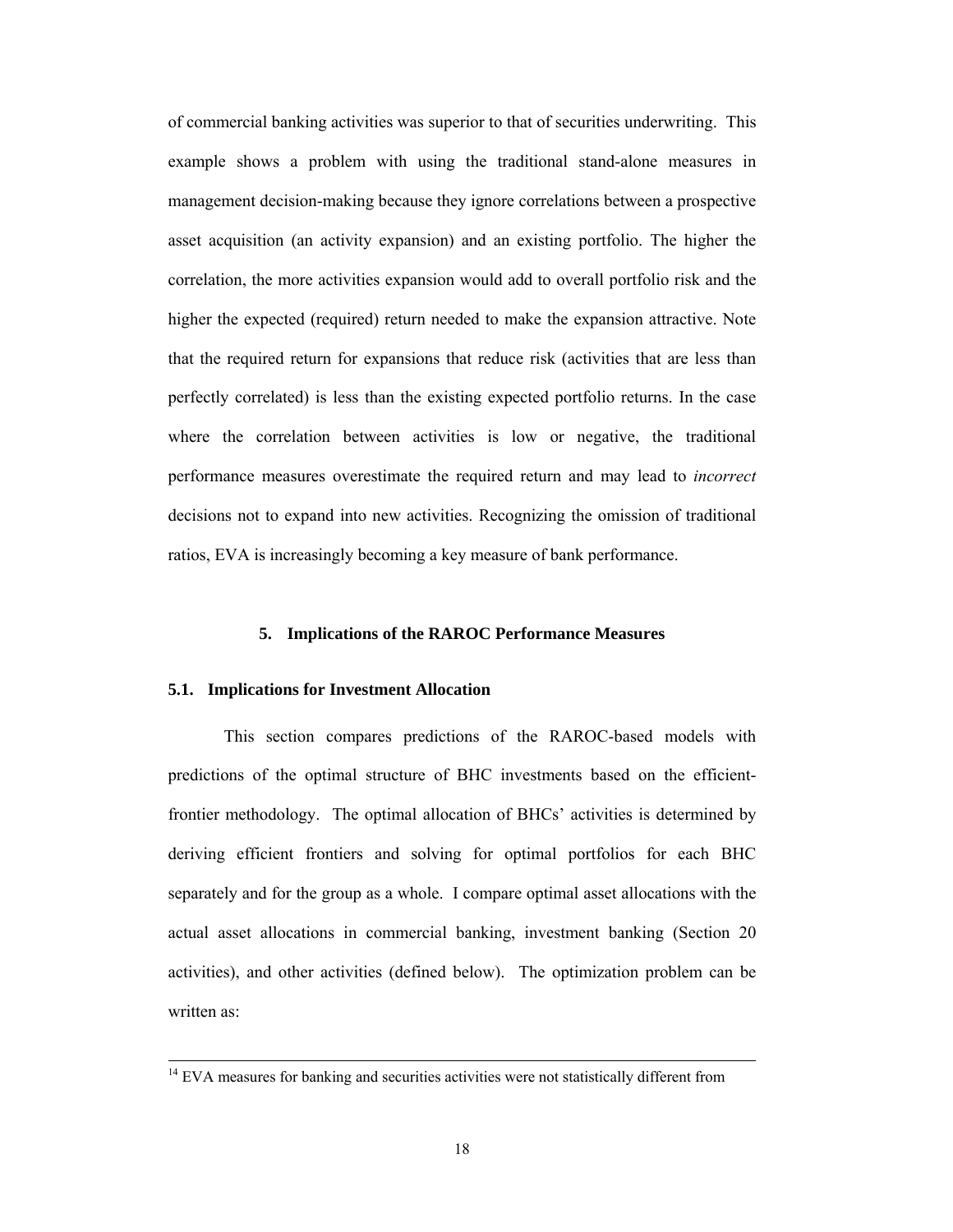of commercial banking activities was superior to that of securities underwriting. This example shows a problem with using the traditional stand-alone measures in management decision-making because they ignore correlations between a prospective asset acquisition (an activity expansion) and an existing portfolio. The higher the correlation, the more activities expansion would add to overall portfolio risk and the higher the expected (required) return needed to make the expansion attractive. Note that the required return for expansions that reduce risk (activities that are less than perfectly correlated) is less than the existing expected portfolio returns. In the case where the correlation between activities is low or negative, the traditional performance measures overestimate the required return and may lead to *incorrect* decisions not to expand into new activities. Recognizing the omission of traditional ratios, EVA is increasingly becoming a key measure of bank performance.

## 5. Implications of the RAROC Performance Measures

### 5.1. Implications for Investment Allocation

This section compares predictions of the RAROC-based models with predictions of the optimal structure of BHC investments based on the efficient-frontier methodology. The optimal allocation of BHCs' activities is determined by deriving efficient frontiers and solving for optimal portfolios for each BHC separately and for the group as a whole. I compare optimal asset allocations with the actual asset allocations in commercial banking, investment banking (Section 20 activities), and other activities (defined below). The optimization problem can be written as:

---

[14] EVA measures for banking and securities activities were not statistically different from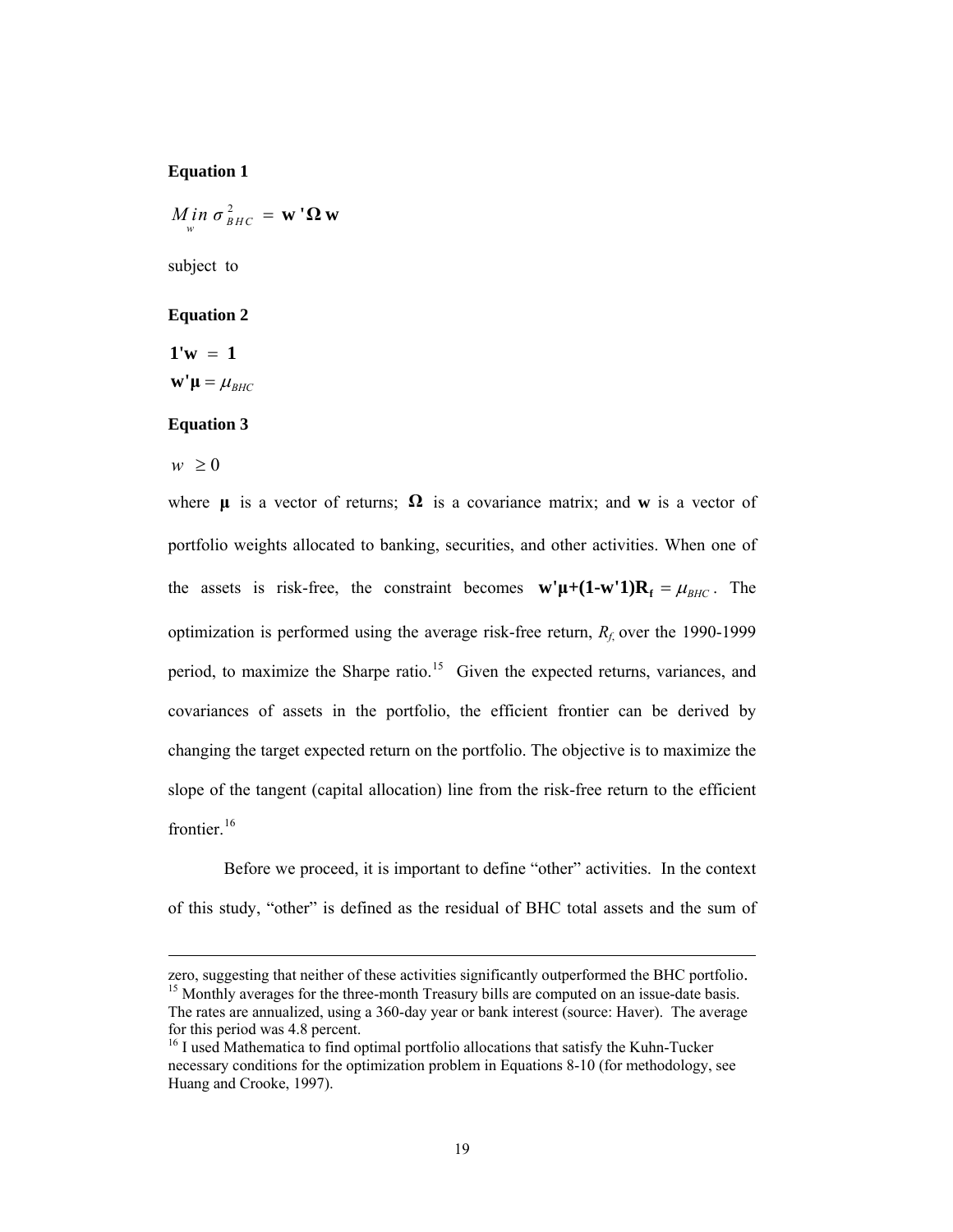**Equation 1**

$$\underset{w}{Min}\ \sigma^2_{BHC} = \mathbf{w'\Omega w}$$

subject to

**Equation 2**

$$\mathbf{1'w} = \mathbf{1}$$

$$\mathbf{w'\mu} = \mu_{BHC}$$

**Equation 3**

$$w \geq 0$$

where $\mathbf{\mu}$ is a vector of returns; $\mathbf{\Omega}$ is a covariance matrix; and $\mathbf{w}$ is a vector of portfolio weights allocated to banking, securities, and other activities. When one of the assets is risk-free, the constraint becomes $\mathbf{w'\mu + (1 - w'1)R_f} = \mu_{BHC}$. The optimization is performed using the average risk-free return, $R_f$, over the 1990-1999 period, to maximize the Sharpe ratio.[15] Given the expected returns, variances, and covariances of assets in the portfolio, the efficient frontier can be derived by changing the target expected return on the portfolio. The objective is to maximize the slope of the tangent (capital allocation) line from the risk-free return to the efficient frontier.[16]

Before we proceed, it is important to define "other" activities. In the context of this study, "other" is defined as the residual of BHC total assets and the sum of

---

zero, suggesting that neither of these activities significantly outperformed the BHC portfolio.

[15] Monthly averages for the three-month Treasury bills are computed on an issue-date basis. The rates are annualized, using a 360-day year or bank interest (source: Haver). The average for this period was 4.8 percent.

[16] I used Mathematica to find optimal portfolio allocations that satisfy the Kuhn-Tucker necessary conditions for the optimization problem in Equations 8-10 (for methodology, see Huang and Crooke, 1997).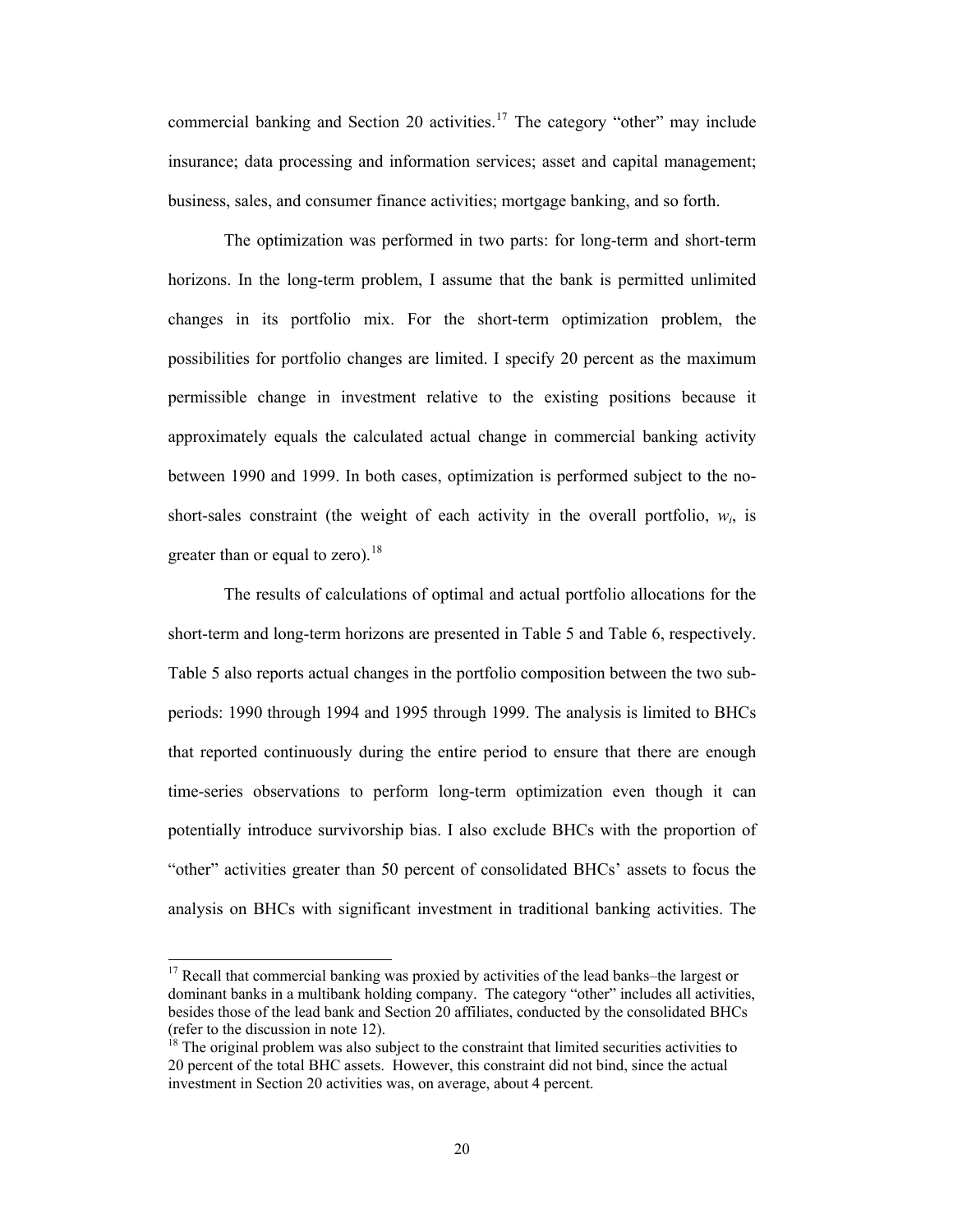commercial banking and Section 20 activities.[17] The category "other" may include insurance; data processing and information services; asset and capital management; business, sales, and consumer finance activities; mortgage banking, and so forth.

The optimization was performed in two parts: for long-term and short-term horizons. In the long-term problem, I assume that the bank is permitted unlimited changes in its portfolio mix. For the short-term optimization problem, the possibilities for portfolio changes are limited. I specify 20 percent as the maximum permissible change in investment relative to the existing positions because it approximately equals the calculated actual change in commercial banking activity between 1990 and 1999. In both cases, optimization is performed subject to the no-short-sales constraint (the weight of each activity in the overall portfolio, $w_i$, is greater than or equal to zero).[18]

The results of calculations of optimal and actual portfolio allocations for the short-term and long-term horizons are presented in Table 5 and Table 6, respectively. Table 5 also reports actual changes in the portfolio composition between the two sub-periods: 1990 through 1994 and 1995 through 1999. The analysis is limited to BHCs that reported continuously during the entire period to ensure that there are enough time-series observations to perform long-term optimization even though it can potentially introduce survivorship bias. I also exclude BHCs with the proportion of "other" activities greater than 50 percent of consolidated BHCs' assets to focus the analysis on BHCs with significant investment in traditional banking activities. The

---

[17] Recall that commercial banking was proxied by activities of the lead banks–the largest or dominant banks in a multibank holding company. The category "other" includes all activities, besides those of the lead bank and Section 20 affiliates, conducted by the consolidated BHCs (refer to the discussion in note 12).

[18] The original problem was also subject to the constraint that limited securities activities to 20 percent of the total BHC assets. However, this constraint did not bind, since the actual investment in Section 20 activities was, on average, about 4 percent.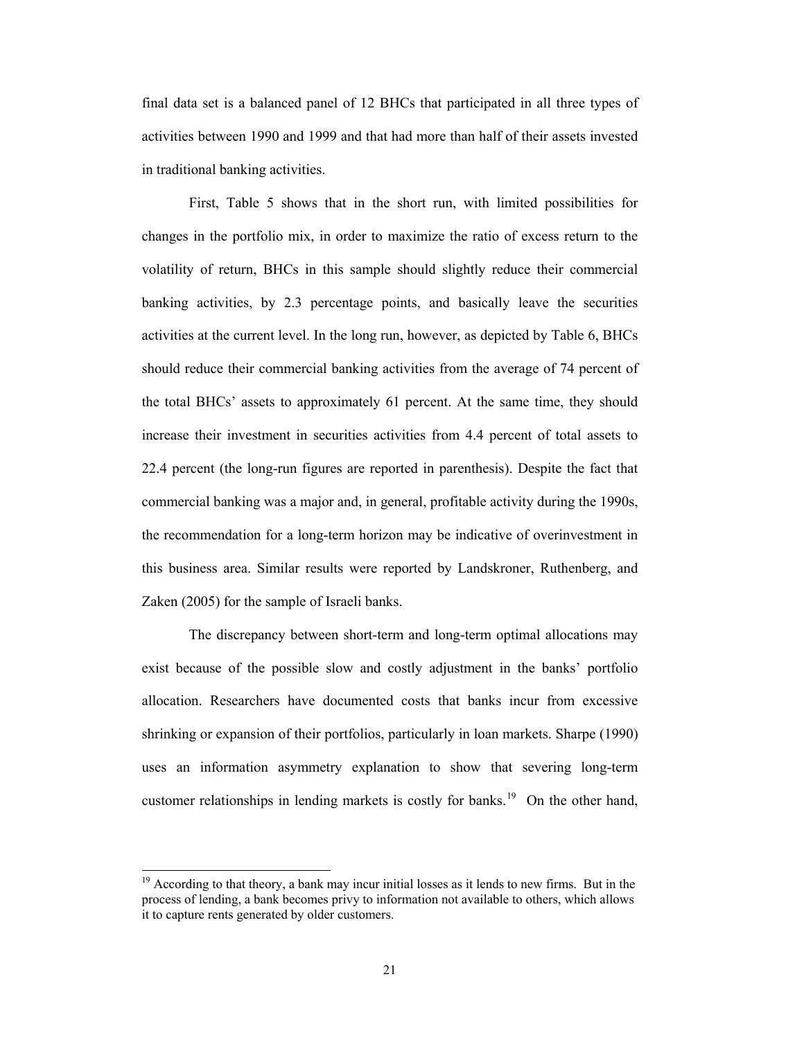final data set is a balanced panel of 12 BHCs that participated in all three types of activities between 1990 and 1999 and that had more than half of their assets invested in traditional banking activities.

First, Table 5 shows that in the short run, with limited possibilities for changes in the portfolio mix, in order to maximize the ratio of excess return to the volatility of return, BHCs in this sample should slightly reduce their commercial banking activities, by 2.3 percentage points, and basically leave the securities activities at the current level. In the long run, however, as depicted by Table 6, BHCs should reduce their commercial banking activities from the average of 74 percent of the total BHCs' assets to approximately 61 percent. At the same time, they should increase their investment in securities activities from 4.4 percent of total assets to 22.4 percent (the long-run figures are reported in parenthesis). Despite the fact that commercial banking was a major and, in general, profitable activity during the 1990s, the recommendation for a long-term horizon may be indicative of overinvestment in this business area. Similar results were reported by Landskroner, Ruthenberg, and Zaken (2005) for the sample of Israeli banks.

The discrepancy between short-term and long-term optimal allocations may exist because of the possible slow and costly adjustment in the banks' portfolio allocation. Researchers have documented costs that banks incur from excessive shrinking or expansion of their portfolios, particularly in loan markets. Sharpe (1990) uses an information asymmetry explanation to show that severing long-term customer relationships in lending markets is costly for banks.[19] On the other hand,

[19] According to that theory, a bank may incur initial losses as it lends to new firms. But in the process of lending, a bank becomes privy to information not available to others, which allows it to capture rents generated by older customers.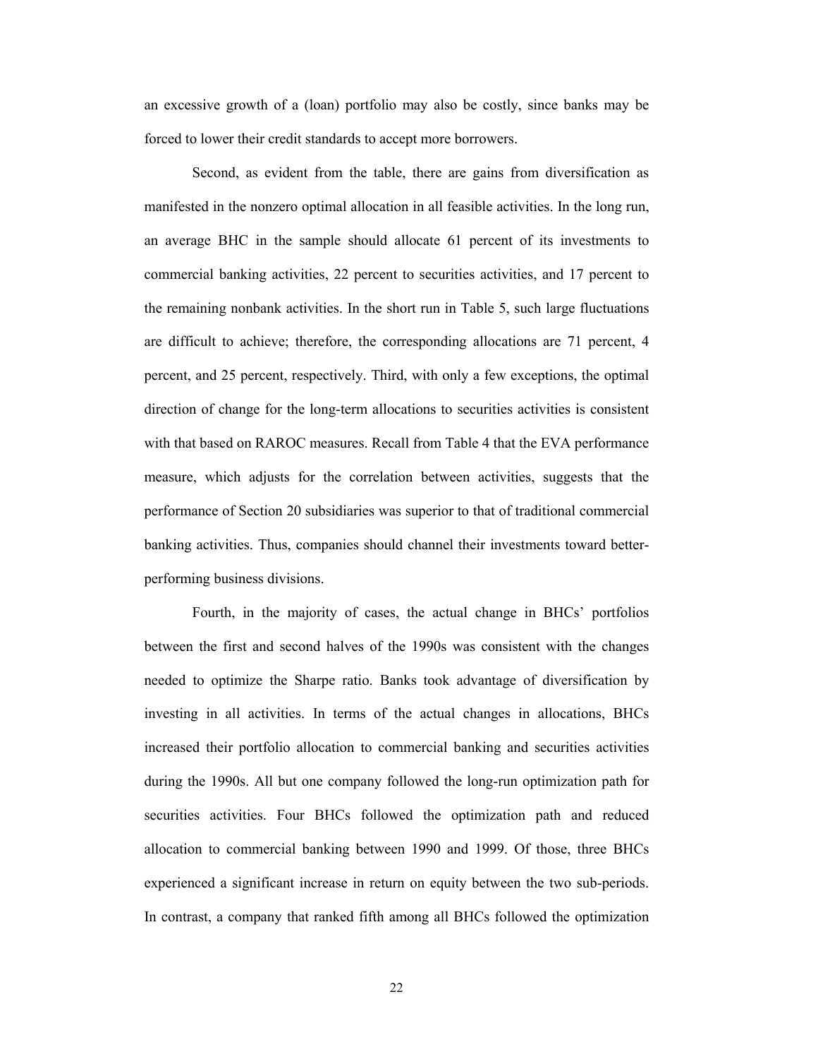an excessive growth of a (loan) portfolio may also be costly, since banks may be forced to lower their credit standards to accept more borrowers.

Second, as evident from the table, there are gains from diversification as manifested in the nonzero optimal allocation in all feasible activities. In the long run, an average BHC in the sample should allocate 61 percent of its investments to commercial banking activities, 22 percent to securities activities, and 17 percent to the remaining nonbank activities. In the short run in Table 5, such large fluctuations are difficult to achieve; therefore, the corresponding allocations are 71 percent, 4 percent, and 25 percent, respectively. Third, with only a few exceptions, the optimal direction of change for the long-term allocations to securities activities is consistent with that based on RAROC measures. Recall from Table 4 that the EVA performance measure, which adjusts for the correlation between activities, suggests that the performance of Section 20 subsidiaries was superior to that of traditional commercial banking activities. Thus, companies should channel their investments toward better-performing business divisions.

Fourth, in the majority of cases, the actual change in BHCs' portfolios between the first and second halves of the 1990s was consistent with the changes needed to optimize the Sharpe ratio. Banks took advantage of diversification by investing in all activities. In terms of the actual changes in allocations, BHCs increased their portfolio allocation to commercial banking and securities activities during the 1990s. All but one company followed the long-run optimization path for securities activities. Four BHCs followed the optimization path and reduced allocation to commercial banking between 1990 and 1999. Of those, three BHCs experienced a significant increase in return on equity between the two sub-periods. In contrast, a company that ranked fifth among all BHCs followed the optimization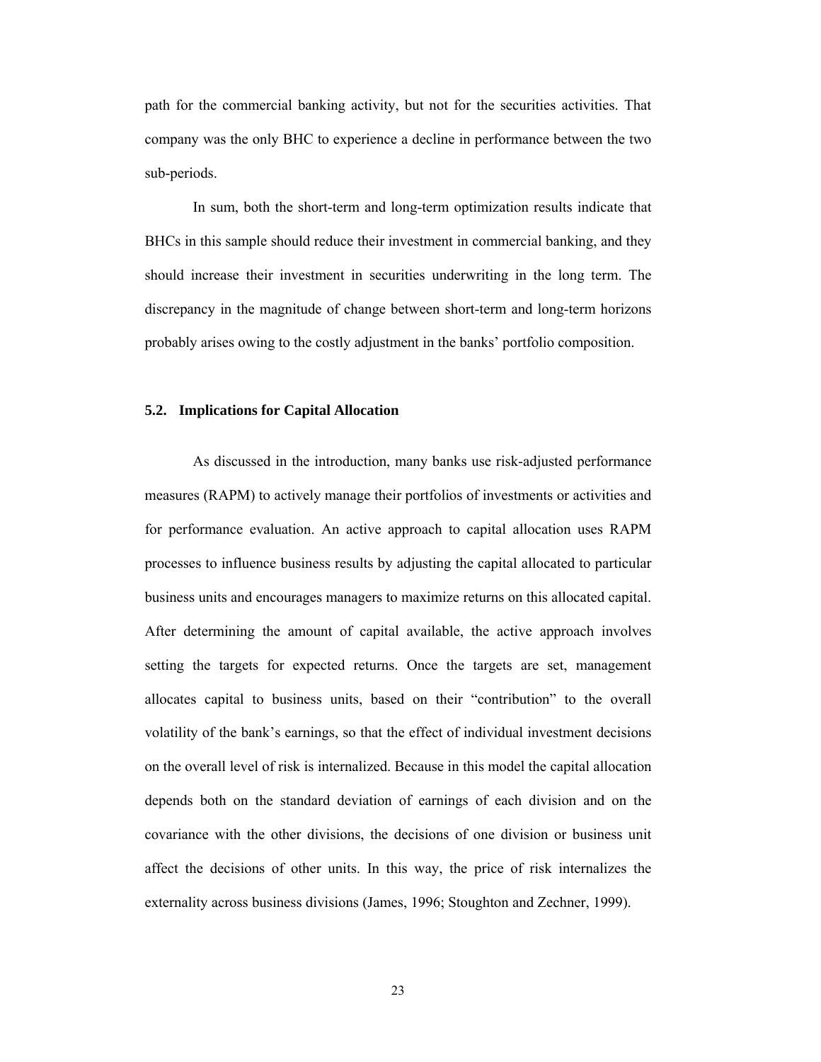path for the commercial banking activity, but not for the securities activities. That company was the only BHC to experience a decline in performance between the two sub-periods.

In sum, both the short-term and long-term optimization results indicate that BHCs in this sample should reduce their investment in commercial banking, and they should increase their investment in securities underwriting in the long term. The discrepancy in the magnitude of change between short-term and long-term horizons probably arises owing to the costly adjustment in the banks' portfolio composition.

### 5.2. Implications for Capital Allocation

As discussed in the introduction, many banks use risk-adjusted performance measures (RAPM) to actively manage their portfolios of investments or activities and for performance evaluation. An active approach to capital allocation uses RAPM processes to influence business results by adjusting the capital allocated to particular business units and encourages managers to maximize returns on this allocated capital. After determining the amount of capital available, the active approach involves setting the targets for expected returns. Once the targets are set, management allocates capital to business units, based on their "contribution" to the overall volatility of the bank's earnings, so that the effect of individual investment decisions on the overall level of risk is internalized. Because in this model the capital allocation depends both on the standard deviation of earnings of each division and on the covariance with the other divisions, the decisions of one division or business unit affect the decisions of other units. In this way, the price of risk internalizes the externality across business divisions (James, 1996; Stoughton and Zechner, 1999).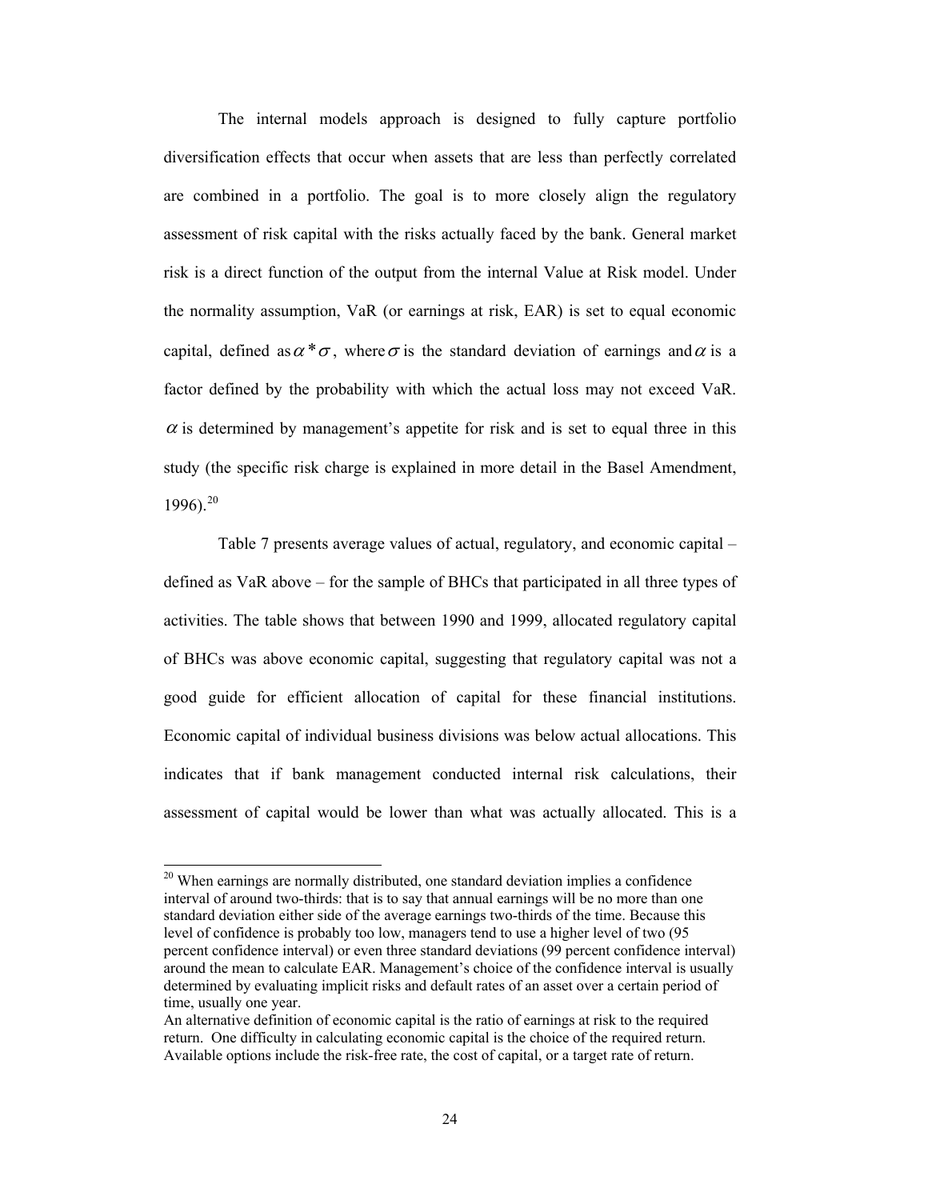The internal models approach is designed to fully capture portfolio diversification effects that occur when assets that are less than perfectly correlated are combined in a portfolio. The goal is to more closely align the regulatory assessment of risk capital with the risks actually faced by the bank. General market risk is a direct function of the output from the internal Value at Risk model. Under the normality assumption, VaR (or earnings at risk, EAR) is set to equal economic capital, defined as $\alpha * \sigma$, where $\sigma$ is the standard deviation of earnings and $\alpha$ is a factor defined by the probability with which the actual loss may not exceed VaR. $\alpha$ is determined by management's appetite for risk and is set to equal three in this study (the specific risk charge is explained in more detail in the Basel Amendment, 1996).[20]

Table 7 presents average values of actual, regulatory, and economic capital – defined as VaR above – for the sample of BHCs that participated in all three types of activities. The table shows that between 1990 and 1999, allocated regulatory capital of BHCs was above economic capital, suggesting that regulatory capital was not a good guide for efficient allocation of capital for these financial institutions. Economic capital of individual business divisions was below actual allocations. This indicates that if bank management conducted internal risk calculations, their assessment of capital would be lower than what was actually allocated. This is a

---

[20] When earnings are normally distributed, one standard deviation implies a confidence interval of around two-thirds: that is to say that annual earnings will be no more than one standard deviation either side of the average earnings two-thirds of the time. Because this level of confidence is probably too low, managers tend to use a higher level of two (95 percent confidence interval) or even three standard deviations (99 percent confidence interval) around the mean to calculate EAR. Management's choice of the confidence interval is usually determined by evaluating implicit risks and default rates of an asset over a certain period of time, usually one year.
An alternative definition of economic capital is the ratio of earnings at risk to the required return. One difficulty in calculating economic capital is the choice of the required return. Available options include the risk-free rate, the cost of capital, or a target rate of return.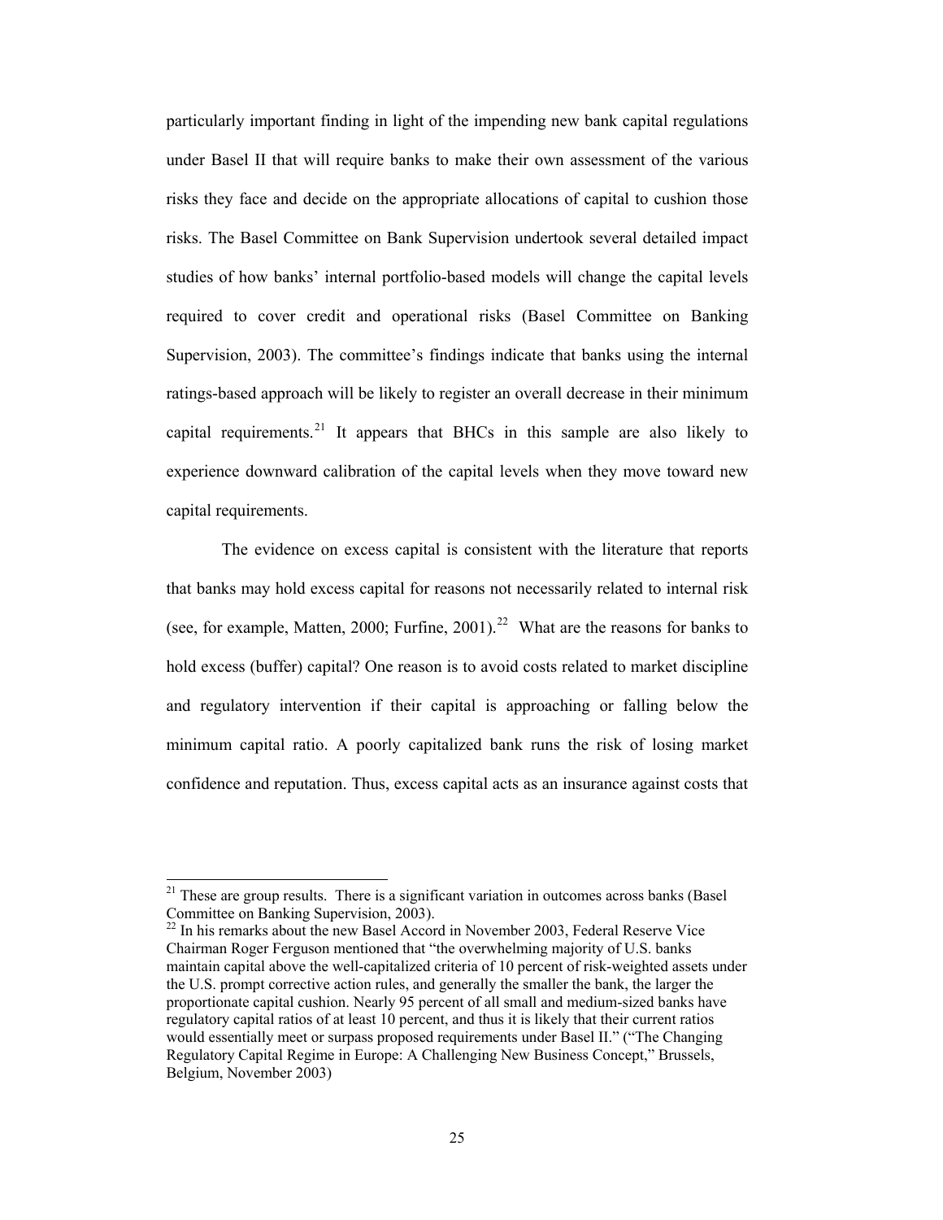particularly important finding in light of the impending new bank capital regulations under Basel II that will require banks to make their own assessment of the various risks they face and decide on the appropriate allocations of capital to cushion those risks. The Basel Committee on Bank Supervision undertook several detailed impact studies of how banks' internal portfolio-based models will change the capital levels required to cover credit and operational risks (Basel Committee on Banking Supervision, 2003). The committee's findings indicate that banks using the internal ratings-based approach will be likely to register an overall decrease in their minimum capital requirements.[21] It appears that BHCs in this sample are also likely to experience downward calibration of the capital levels when they move toward new capital requirements.

The evidence on excess capital is consistent with the literature that reports that banks may hold excess capital for reasons not necessarily related to internal risk (see, for example, Matten, 2000; Furfine, 2001).[22] What are the reasons for banks to hold excess (buffer) capital? One reason is to avoid costs related to market discipline and regulatory intervention if their capital is approaching or falling below the minimum capital ratio. A poorly capitalized bank runs the risk of losing market confidence and reputation. Thus, excess capital acts as an insurance against costs that

---

[21] These are group results. There is a significant variation in outcomes across banks (Basel Committee on Banking Supervision, 2003).

[22] In his remarks about the new Basel Accord in November 2003, Federal Reserve Vice Chairman Roger Ferguson mentioned that "the overwhelming majority of U.S. banks maintain capital above the well-capitalized criteria of 10 percent of risk-weighted assets under the U.S. prompt corrective action rules, and generally the smaller the bank, the larger the proportionate capital cushion. Nearly 95 percent of all small and medium-sized banks have regulatory capital ratios of at least 10 percent, and thus it is likely that their current ratios would essentially meet or surpass proposed requirements under Basel II." ("The Changing Regulatory Capital Regime in Europe: A Challenging New Business Concept," Brussels, Belgium, November 2003)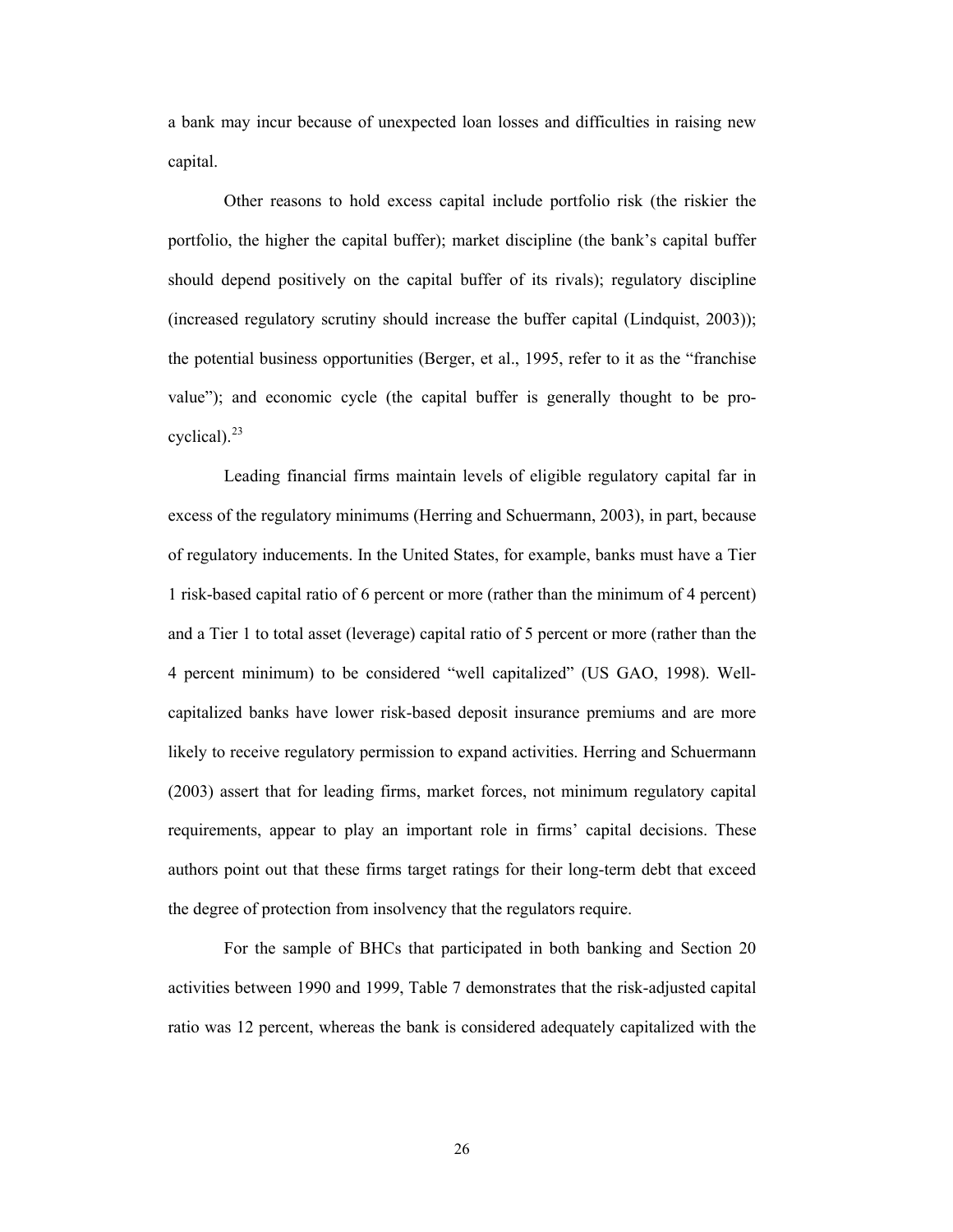a bank may incur because of unexpected loan losses and difficulties in raising new capital.

Other reasons to hold excess capital include portfolio risk (the riskier the portfolio, the higher the capital buffer); market discipline (the bank's capital buffer should depend positively on the capital buffer of its rivals); regulatory discipline (increased regulatory scrutiny should increase the buffer capital (Lindquist, 2003)); the potential business opportunities (Berger, et al., 1995, refer to it as the "franchise value"); and economic cycle (the capital buffer is generally thought to be pro-cyclical).[23]

Leading financial firms maintain levels of eligible regulatory capital far in excess of the regulatory minimums (Herring and Schuermann, 2003), in part, because of regulatory inducements. In the United States, for example, banks must have a Tier 1 risk-based capital ratio of 6 percent or more (rather than the minimum of 4 percent) and a Tier 1 to total asset (leverage) capital ratio of 5 percent or more (rather than the 4 percent minimum) to be considered "well capitalized" (US GAO, 1998). Well-capitalized banks have lower risk-based deposit insurance premiums and are more likely to receive regulatory permission to expand activities. Herring and Schuermann (2003) assert that for leading firms, market forces, not minimum regulatory capital requirements, appear to play an important role in firms' capital decisions. These authors point out that these firms target ratings for their long-term debt that exceed the degree of protection from insolvency that the regulators require.

For the sample of BHCs that participated in both banking and Section 20 activities between 1990 and 1999, Table 7 demonstrates that the risk-adjusted capital ratio was 12 percent, whereas the bank is considered adequately capitalized with the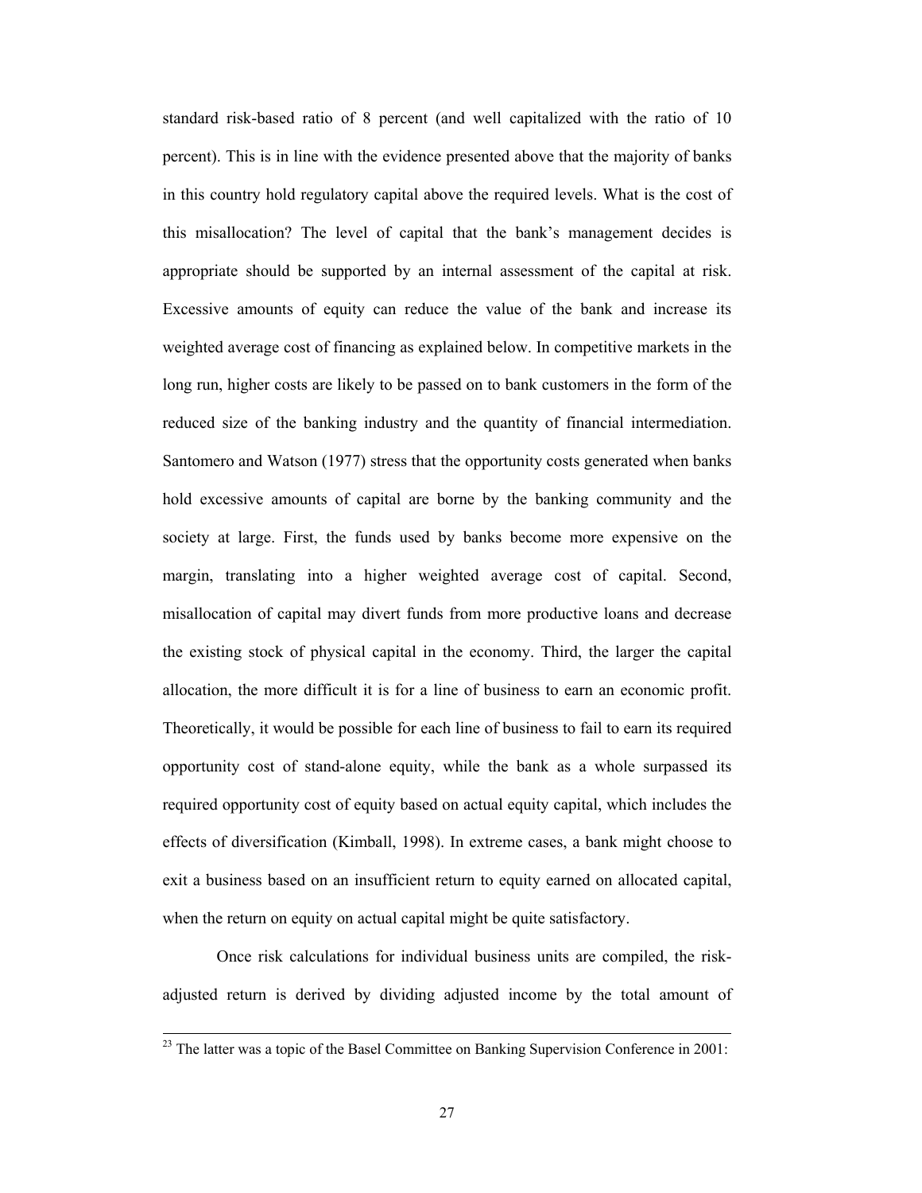standard risk-based ratio of 8 percent (and well capitalized with the ratio of 10 percent). This is in line with the evidence presented above that the majority of banks in this country hold regulatory capital above the required levels. What is the cost of this misallocation? The level of capital that the bank's management decides is appropriate should be supported by an internal assessment of the capital at risk. Excessive amounts of equity can reduce the value of the bank and increase its weighted average cost of financing as explained below. In competitive markets in the long run, higher costs are likely to be passed on to bank customers in the form of the reduced size of the banking industry and the quantity of financial intermediation. Santomero and Watson (1977) stress that the opportunity costs generated when banks hold excessive amounts of capital are borne by the banking community and the society at large. First, the funds used by banks become more expensive on the margin, translating into a higher weighted average cost of capital. Second, misallocation of capital may divert funds from more productive loans and decrease the existing stock of physical capital in the economy. Third, the larger the capital allocation, the more difficult it is for a line of business to earn an economic profit. Theoretically, it would be possible for each line of business to fail to earn its required opportunity cost of stand-alone equity, while the bank as a whole surpassed its required opportunity cost of equity based on actual equity capital, which includes the effects of diversification (Kimball, 1998). In extreme cases, a bank might choose to exit a business based on an insufficient return to equity earned on allocated capital, when the return on equity on actual capital might be quite satisfactory.

Once risk calculations for individual business units are compiled, the risk-adjusted return is derived by dividing adjusted income by the total amount of

---

[23] The latter was a topic of the Basel Committee on Banking Supervision Conference in 2001: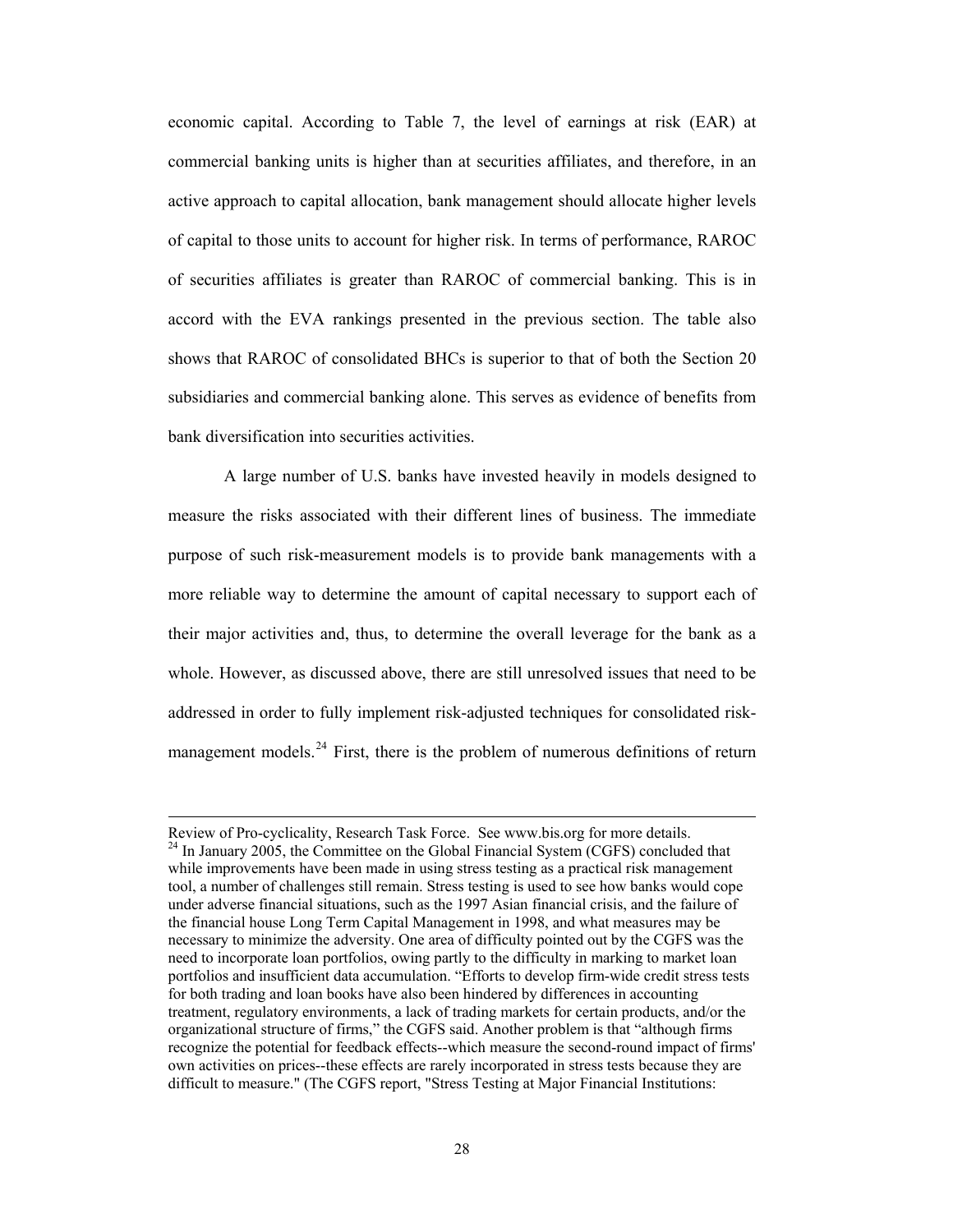economic capital. According to Table 7, the level of earnings at risk (EAR) at commercial banking units is higher than at securities affiliates, and therefore, in an active approach to capital allocation, bank management should allocate higher levels of capital to those units to account for higher risk. In terms of performance, RAROC of securities affiliates is greater than RAROC of commercial banking. This is in accord with the EVA rankings presented in the previous section. The table also shows that RAROC of consolidated BHCs is superior to that of both the Section 20 subsidiaries and commercial banking alone. This serves as evidence of benefits from bank diversification into securities activities.

A large number of U.S. banks have invested heavily in models designed to measure the risks associated with their different lines of business. The immediate purpose of such risk-measurement models is to provide bank managements with a more reliable way to determine the amount of capital necessary to support each of their major activities and, thus, to determine the overall leverage for the bank as a whole. However, as discussed above, there are still unresolved issues that need to be addressed in order to fully implement risk-adjusted techniques for consolidated risk-management models.[24] First, there is the problem of numerous definitions of return

---

Review of Pro-cyclicality, Research Task Force. See www.bis.org for more details.

[24] In January 2005, the Committee on the Global Financial System (CGFS) concluded that while improvements have been made in using stress testing as a practical risk management tool, a number of challenges still remain. Stress testing is used to see how banks would cope under adverse financial situations, such as the 1997 Asian financial crisis, and the failure of the financial house Long Term Capital Management in 1998, and what measures may be necessary to minimize the adversity. One area of difficulty pointed out by the CGFS was the need to incorporate loan portfolios, owing partly to the difficulty in marking to market loan portfolios and insufficient data accumulation. "Efforts to develop firm-wide credit stress tests for both trading and loan books have also been hindered by differences in accounting treatment, regulatory environments, a lack of trading markets for certain products, and/or the organizational structure of firms," the CGFS said. Another problem is that "although firms recognize the potential for feedback effects--which measure the second-round impact of firms' own activities on prices--these effects are rarely incorporated in stress tests because they are difficult to measure." (The CGFS report, "Stress Testing at Major Financial Institutions: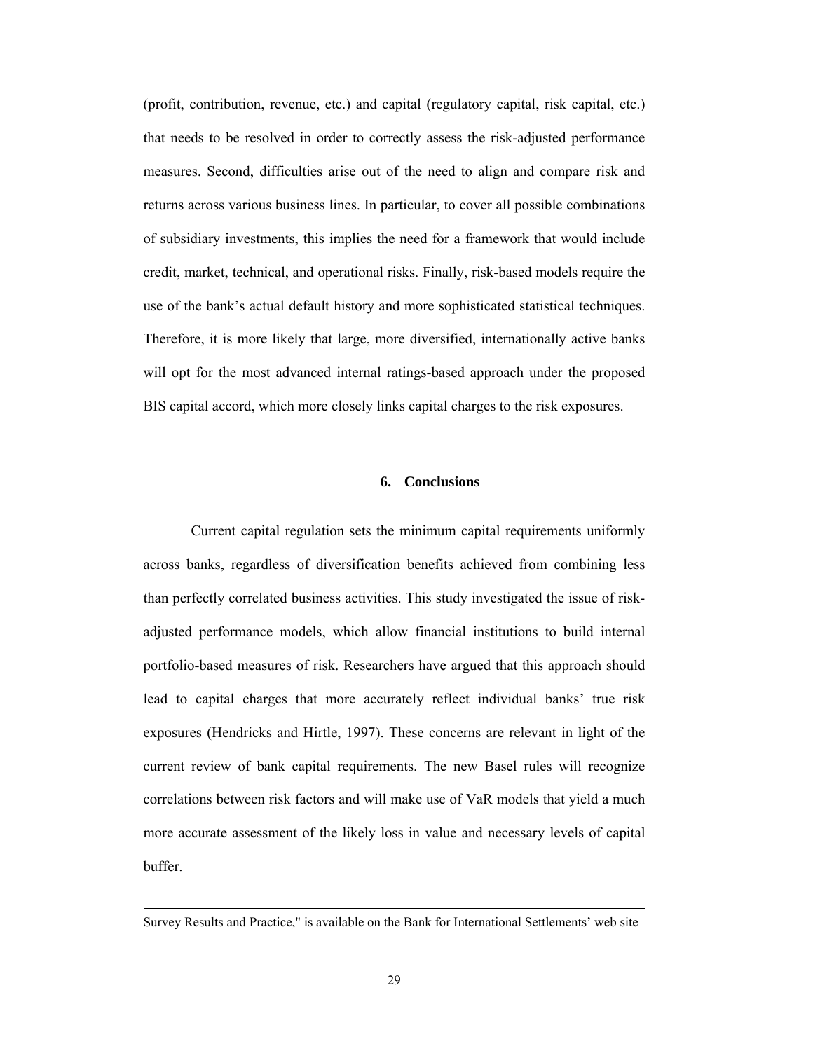(profit, contribution, revenue, etc.) and capital (regulatory capital, risk capital, etc.) that needs to be resolved in order to correctly assess the risk-adjusted performance measures. Second, difficulties arise out of the need to align and compare risk and returns across various business lines. In particular, to cover all possible combinations of subsidiary investments, this implies the need for a framework that would include credit, market, technical, and operational risks. Finally, risk-based models require the use of the bank's actual default history and more sophisticated statistical techniques. Therefore, it is more likely that large, more diversified, internationally active banks will opt for the most advanced internal ratings-based approach under the proposed BIS capital accord, which more closely links capital charges to the risk exposures.

## 6. Conclusions

Current capital regulation sets the minimum capital requirements uniformly across banks, regardless of diversification benefits achieved from combining less than perfectly correlated business activities. This study investigated the issue of risk-adjusted performance models, which allow financial institutions to build internal portfolio-based measures of risk. Researchers have argued that this approach should lead to capital charges that more accurately reflect individual banks' true risk exposures (Hendricks and Hirtle, 1997). These concerns are relevant in light of the current review of bank capital requirements. The new Basel rules will recognize correlations between risk factors and will make use of VaR models that yield a much more accurate assessment of the likely loss in value and necessary levels of capital buffer.

---

Survey Results and Practice," is available on the Bank for International Settlements' web site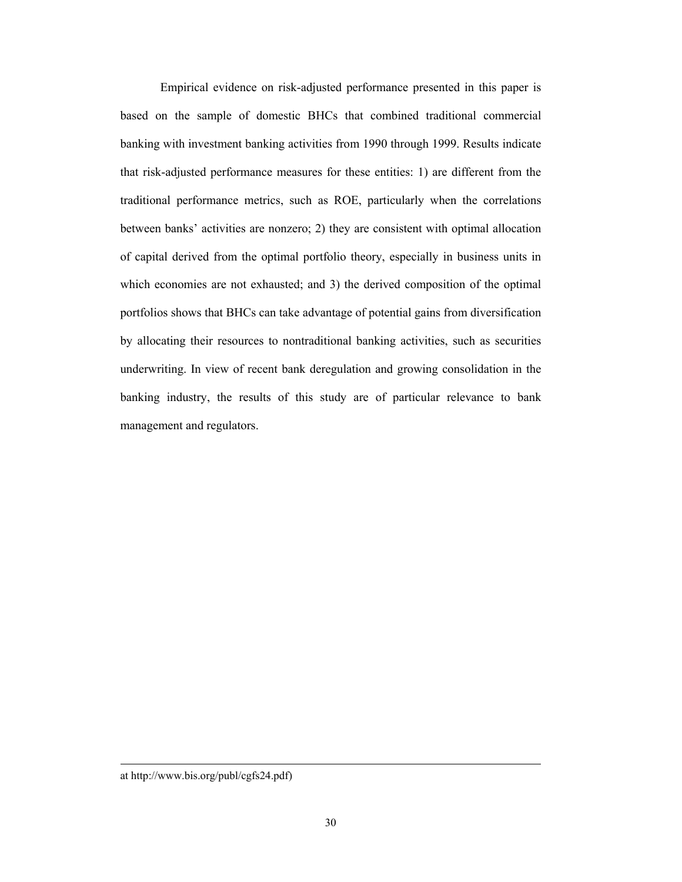Empirical evidence on risk-adjusted performance presented in this paper is based on the sample of domestic BHCs that combined traditional commercial banking with investment banking activities from 1990 through 1999. Results indicate that risk-adjusted performance measures for these entities: 1) are different from the traditional performance metrics, such as ROE, particularly when the correlations between banks' activities are nonzero; 2) they are consistent with optimal allocation of capital derived from the optimal portfolio theory, especially in business units in which economies are not exhausted; and 3) the derived composition of the optimal portfolios shows that BHCs can take advantage of potential gains from diversification by allocating their resources to nontraditional banking activities, such as securities underwriting. In view of recent bank deregulation and growing consolidation in the banking industry, the results of this study are of particular relevance to bank management and regulators.

---

at http://www.bis.org/publ/cgfs24.pdf)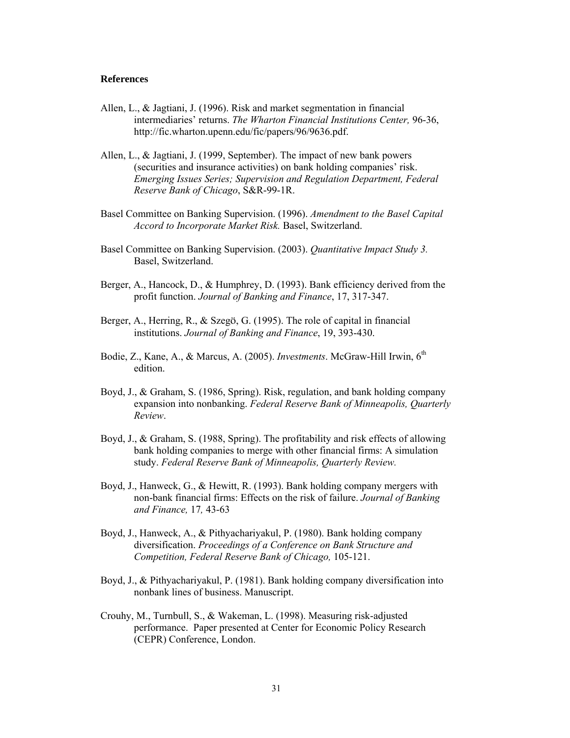**References**

Allen, L., & Jagtiani, J. (1996). Risk and market segmentation in financial intermediaries' returns. *The Wharton Financial Institutions Center,* 96-36, http://fic.wharton.upenn.edu/fic/papers/96/9636.pdf.

Allen, L., & Jagtiani, J. (1999, September). The impact of new bank powers (securities and insurance activities) on bank holding companies' risk. *Emerging Issues Series; Supervision and Regulation Department, Federal Reserve Bank of Chicago*, S&R-99-1R.

Basel Committee on Banking Supervision. (1996). *Amendment to the Basel Capital Accord to Incorporate Market Risk.* Basel, Switzerland.

Basel Committee on Banking Supervision. (2003). *Quantitative Impact Study 3.* Basel, Switzerland.

Berger, A., Hancock, D., & Humphrey, D. (1993). Bank efficiency derived from the profit function. *Journal of Banking and Finance*, 17, 317-347.

Berger, A., Herring, R., & Szegö, G. (1995). The role of capital in financial institutions. *Journal of Banking and Finance*, 19, 393-430.

Bodie, Z., Kane, A., & Marcus, A. (2005). *Investments*. McGraw-Hill Irwin, 6th edition.

Boyd, J., & Graham, S. (1986, Spring). Risk, regulation, and bank holding company expansion into nonbanking. *Federal Reserve Bank of Minneapolis, Quarterly Review*.

Boyd, J., & Graham, S. (1988, Spring). The profitability and risk effects of allowing bank holding companies to merge with other financial firms: A simulation study. *Federal Reserve Bank of Minneapolis, Quarterly Review.*

Boyd, J., Hanweck, G., & Hewitt, R. (1993). Bank holding company mergers with non-bank financial firms: Effects on the risk of failure. *Journal of Banking and Finance,* 17*,* 43-63

Boyd, J., Hanweck, A., & Pithyachariyakul, P. (1980). Bank holding company diversification. *Proceedings of a Conference on Bank Structure and Competition, Federal Reserve Bank of Chicago,* 105-121.

Boyd, J., & Pithyachariyakul, P. (1981). Bank holding company diversification into nonbank lines of business. Manuscript.

Crouhy, M., Turnbull, S., & Wakeman, L. (1998). Measuring risk-adjusted performance. Paper presented at Center for Economic Policy Research (CEPR) Conference, London.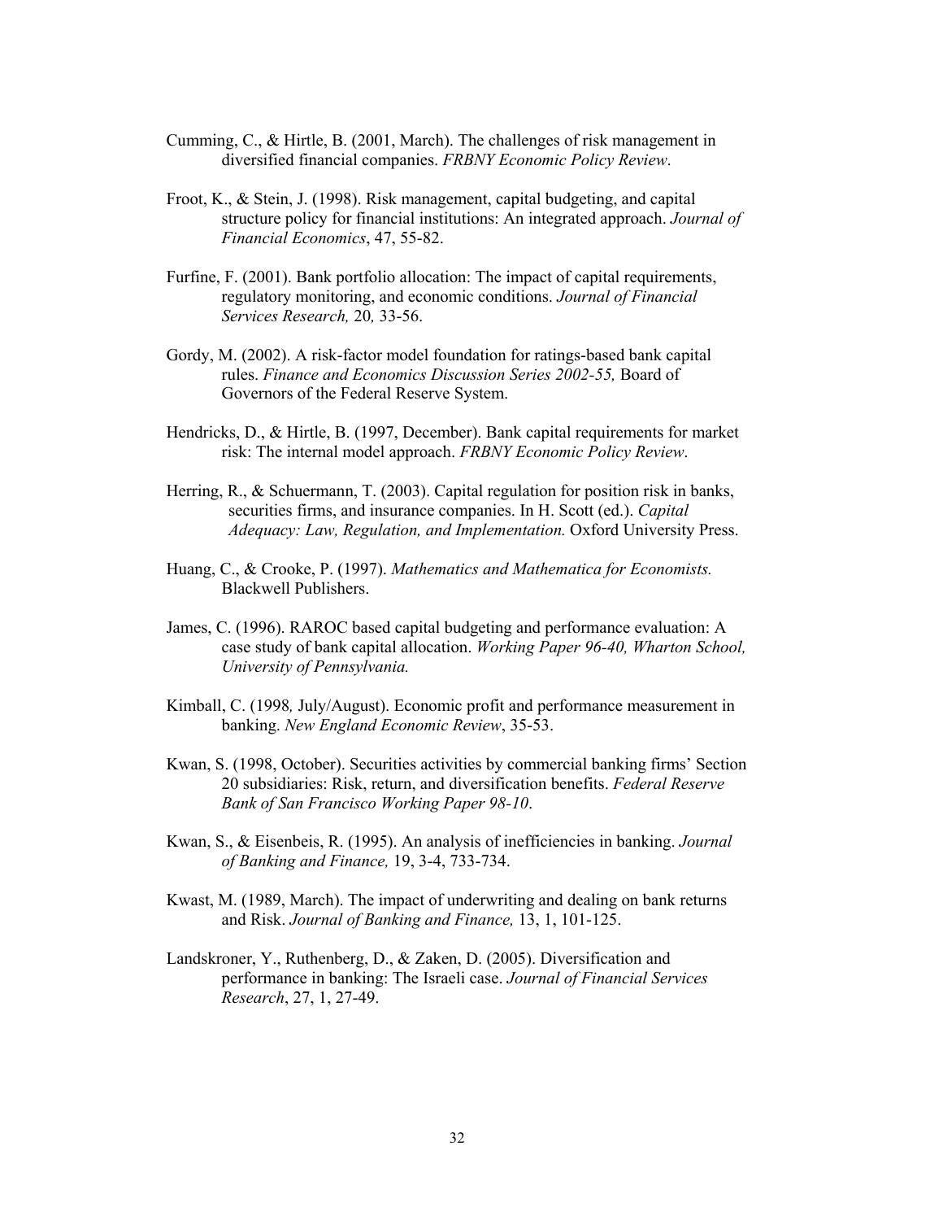Cumming, C., & Hirtle, B. (2001, March). The challenges of risk management in diversified financial companies. *FRBNY Economic Policy Review*.

Froot, K., & Stein, J. (1998). Risk management, capital budgeting, and capital structure policy for financial institutions: An integrated approach. *Journal of Financial Economics*, 47, 55-82.

Furfine, F. (2001). Bank portfolio allocation: The impact of capital requirements, regulatory monitoring, and economic conditions. *Journal of Financial Services Research,* 20*,* 33-56.

Gordy, M. (2002). A risk-factor model foundation for ratings-based bank capital rules. *Finance and Economics Discussion Series 2002-55,* Board of Governors of the Federal Reserve System.

Hendricks, D., & Hirtle, B. (1997, December). Bank capital requirements for market risk: The internal model approach. *FRBNY Economic Policy Review*.

Herring, R., & Schuermann, T. (2003). Capital regulation for position risk in banks, securities firms, and insurance companies. In H. Scott (ed.). *Capital Adequacy: Law, Regulation, and Implementation.* Oxford University Press.

Huang, C., & Crooke, P. (1997). *Mathematics and Mathematica for Economists.* Blackwell Publishers.

James, C. (1996). RAROC based capital budgeting and performance evaluation: A case study of bank capital allocation. *Working Paper 96-40, Wharton School, University of Pennsylvania.*

Kimball, C. (1998*,* July/August). Economic profit and performance measurement in banking. *New England Economic Review*, 35-53.

Kwan, S. (1998, October). Securities activities by commercial banking firms' Section 20 subsidiaries: Risk, return, and diversification benefits. *Federal Reserve Bank of San Francisco Working Paper 98-10*.

Kwan, S., & Eisenbeis, R. (1995). An analysis of inefficiencies in banking. *Journal of Banking and Finance,* 19, 3-4, 733-734.

Kwast, M. (1989, March). The impact of underwriting and dealing on bank returns and Risk. *Journal of Banking and Finance,* 13, 1, 101-125.

Landskroner, Y., Ruthenberg, D., & Zaken, D. (2005). Diversification and performance in banking: The Israeli case. *Journal of Financial Services Research*, 27, 1, 27-49.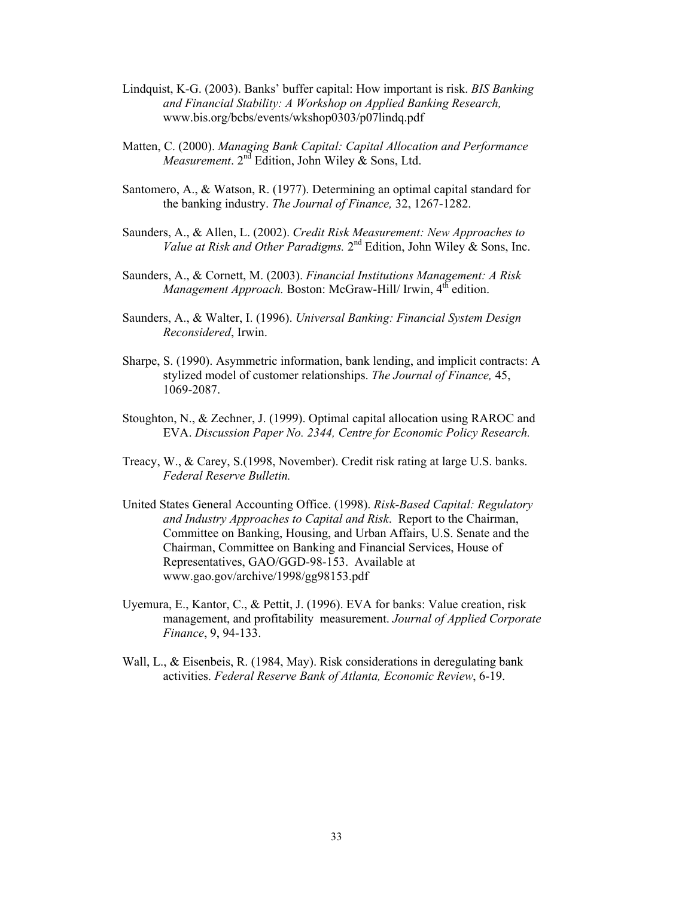Lindquist, K-G. (2003). Banks' buffer capital: How important is risk. *BIS Banking and Financial Stability: A Workshop on Applied Banking Research,* www.bis.org/bcbs/events/wkshop0303/p07lindq.pdf

Matten, C. (2000). *Managing Bank Capital: Capital Allocation and Performance Measurement*. 2nd Edition, John Wiley & Sons, Ltd.

Santomero, A., & Watson, R. (1977). Determining an optimal capital standard for the banking industry. *The Journal of Finance,* 32, 1267-1282.

Saunders, A., & Allen, L. (2002). *Credit Risk Measurement: New Approaches to Value at Risk and Other Paradigms.* 2nd Edition, John Wiley & Sons, Inc.

Saunders, A., & Cornett, M. (2003). *Financial Institutions Management: A Risk Management Approach.* Boston: McGraw-Hill/ Irwin, 4th edition.

Saunders, A., & Walter, I. (1996). *Universal Banking: Financial System Design Reconsidered*, Irwin.

Sharpe, S. (1990). Asymmetric information, bank lending, and implicit contracts: A stylized model of customer relationships. *The Journal of Finance,* 45, 1069-2087.

Stoughton, N., & Zechner, J. (1999). Optimal capital allocation using RAROC and EVA. *Discussion Paper No. 2344, Centre for Economic Policy Research.*

Treacy, W., & Carey, S.(1998, November). Credit risk rating at large U.S. banks. *Federal Reserve Bulletin.*

United States General Accounting Office. (1998). *Risk-Based Capital: Regulatory and Industry Approaches to Capital and Risk*. Report to the Chairman, Committee on Banking, Housing, and Urban Affairs, U.S. Senate and the Chairman, Committee on Banking and Financial Services, House of Representatives, GAO/GGD-98-153. Available at www.gao.gov/archive/1998/gg98153.pdf

Uyemura, E., Kantor, C., & Pettit, J. (1996). EVA for banks: Value creation, risk management, and profitability measurement. *Journal of Applied Corporate Finance*, 9, 94-133.

Wall, L., & Eisenbeis, R. (1984, May). Risk considerations in deregulating bank activities. *Federal Reserve Bank of Atlanta, Economic Review*, 6-19.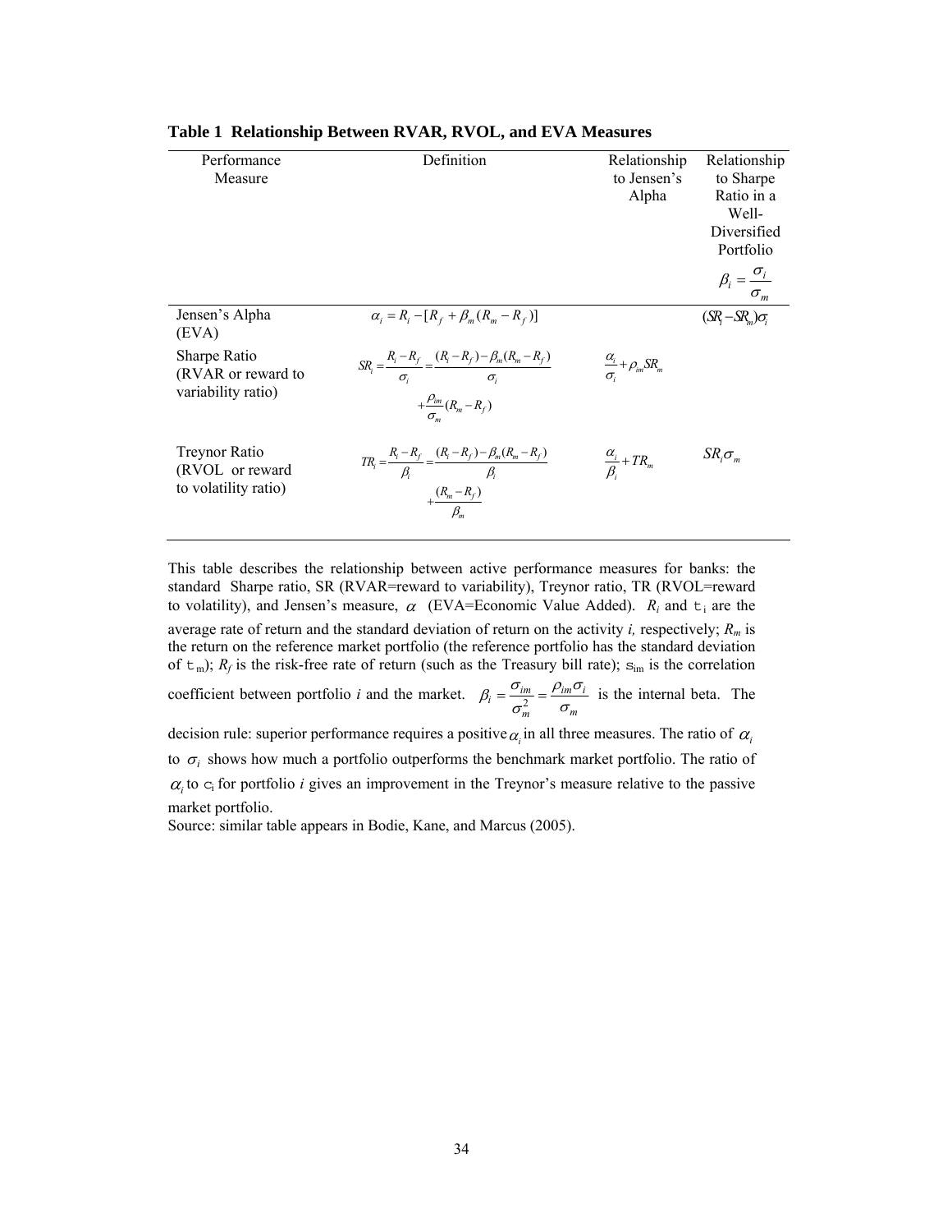**Table 1 Relationship Between RVAR, RVOL, and EVA Measures**

| Performance Measure | Definition | Relationship to Jensen's Alpha | Relationship to Sharpe Ratio in a Well-Diversified Portfolio $\beta_i = \frac{\sigma_i}{\sigma_m}$ |
|---|---|---|---|
| Jensen's Alpha (EVA) | $\alpha_i = R_i - [R_f + \beta_m (R_m - R_f)]$ | | $(SR_i - SR_m)\sigma_i$ |
| Sharpe Ratio (RVAR or reward to variability ratio) | $SR_i = \frac{R_i - R_f}{\sigma_i} = \frac{(R_i - R_f) - \beta_m (R_m - R_f)}{\sigma_i} + \frac{\rho_{im}}{\sigma_m}(R_m - R_f)$ | $\frac{\alpha_i}{\sigma_i} + \rho_{im} SR_m$ | |
| Treynor Ratio (RVOL or reward to volatility ratio) | $TR_i = \frac{R_i - R_f}{\beta_i} = \frac{(R_i - R_f) - \beta_m (R_m - R_f)}{\beta_i} + \frac{(R_m - R_f)}{\beta_m}$ | $\frac{\alpha_i}{\beta_i} + TR_m$ | $SR_i \sigma_m$ |

This table describes the relationship between active performance measures for banks: the standard Sharpe ratio, SR (RVAR=reward to variability), Treynor ratio, TR (RVOL=reward to volatility), and Jensen's measure, $\alpha$ (EVA=Economic Value Added). $R_i$ and $\sigma_i$ are the average rate of return and the standard deviation of return on the activity *i,* respectively; $R_m$ is the return on the reference market portfolio (the reference portfolio has the standard deviation of $\sigma_m$); $R_f$ is the risk-free rate of return (such as the Treasury bill rate); $\rho_{im}$ is the correlation coefficient between portfolio *i* and the market. $\beta_i = \frac{\sigma_{im}}{\sigma_m^2} = \frac{\rho_{im}\sigma_i}{\sigma_m}$ is the internal beta. The decision rule: superior performance requires a positive $\alpha_i$ in all three measures. The ratio of $\alpha_i$ to $\sigma_i$ shows how much a portfolio outperforms the benchmark market portfolio. The ratio of $\alpha_i$ to $\beta_i$ for portfolio *i* gives an improvement in the Treynor's measure relative to the passive market portfolio.

Source: similar table appears in Bodie, Kane, and Marcus (2005).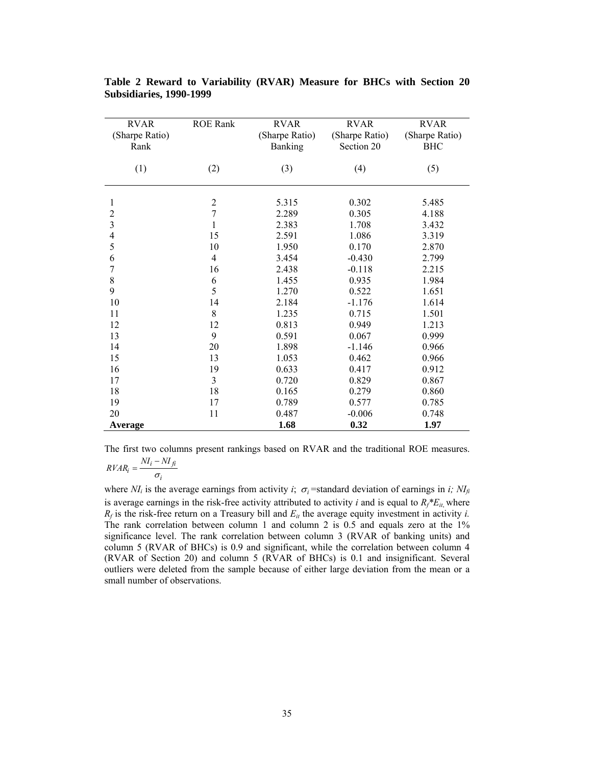**Table 2 Reward to Variability (RVAR) Measure for BHCs with Section 20 Subsidiaries, 1990-1999**

| RVAR (Sharpe Ratio) Rank | ROE Rank | RVAR (Sharpe Ratio) Banking | RVAR (Sharpe Ratio) Section 20 | RVAR (Sharpe Ratio) BHC |
|---|---|---|---|---|
| (1) | (2) | (3) | (4) | (5) |
| 1 | 2 | 5.315 | 0.302 | 5.485 |
| 2 | 7 | 2.289 | 0.305 | 4.188 |
| 3 | 1 | 2.383 | 1.708 | 3.432 |
| 4 | 15 | 2.591 | 1.086 | 3.319 |
| 5 | 10 | 1.950 | 0.170 | 2.870 |
| 6 | 4 | 3.454 | -0.430 | 2.799 |
| 7 | 16 | 2.438 | -0.118 | 2.215 |
| 8 | 6 | 1.455 | 0.935 | 1.984 |
| 9 | 5 | 1.270 | 0.522 | 1.651 |
| 10 | 14 | 2.184 | -1.176 | 1.614 |
| 11 | 8 | 1.235 | 0.715 | 1.501 |
| 12 | 12 | 0.813 | 0.949 | 1.213 |
| 13 | 9 | 0.591 | 0.067 | 0.999 |
| 14 | 20 | 1.898 | -1.146 | 0.966 |
| 15 | 13 | 1.053 | 0.462 | 0.966 |
| 16 | 19 | 0.633 | 0.417 | 0.912 |
| 17 | 3 | 0.720 | 0.829 | 0.867 |
| 18 | 18 | 0.165 | 0.279 | 0.860 |
| 19 | 17 | 0.789 | 0.577 | 0.785 |
| 20 | 11 | 0.487 | -0.006 | 0.748 |
| **Average** | | **1.68** | **0.32** | **1.97** |

The first two columns present rankings based on RVAR and the traditional ROE measures.

$$RVAR_i = \frac{NI_i - NI_{fi}}{\sigma_i}$$

where $NI_i$ is the average earnings from activity $i$; $\sigma_i$ =standard deviation of earnings in $i$; $NI_{fi}$ is average earnings in the risk-free activity attributed to activity $i$ and is equal to $R_f$*$E_{it}$, where $R_f$ is the risk-free return on a Treasury bill and $E_{it}$ the average equity investment in activity $i$. The rank correlation between column 1 and column 2 is 0.5 and equals zero at the 1% significance level. The rank correlation between column 3 (RVAR of banking units) and column 5 (RVAR of BHCs) is 0.9 and significant, while the correlation between column 4 (RVAR of Section 20) and column 5 (RVAR of BHCs) is 0.1 and insignificant. Several outliers were deleted from the sample because of either large deviation from the mean or a small number of observations.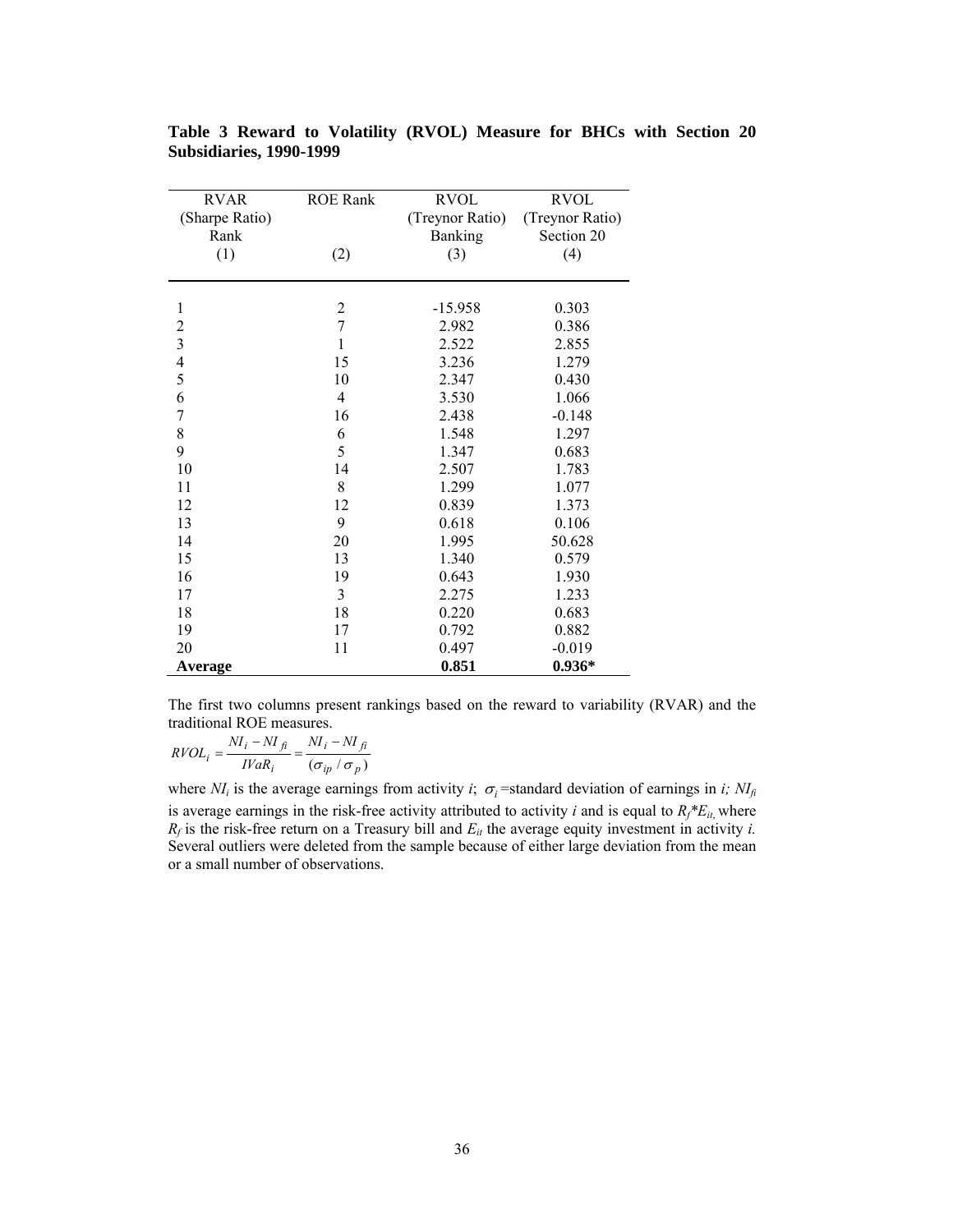**Table 3 Reward to Volatility (RVOL) Measure for BHCs with Section 20 Subsidiaries, 1990-1999**

| RVAR (Sharpe Ratio) Rank (1) | ROE Rank (2) | RVOL (Treynor Ratio) Banking (3) | RVOL (Treynor Ratio) Section 20 (4) |
|---|---|---|---|
| 1 | 2 | -15.958 | 0.303 |
| 2 | 7 | 2.982 | 0.386 |
| 3 | 1 | 2.522 | 2.855 |
| 4 | 15 | 3.236 | 1.279 |
| 5 | 10 | 2.347 | 0.430 |
| 6 | 4 | 3.530 | 1.066 |
| 7 | 16 | 2.438 | -0.148 |
| 8 | 6 | 1.548 | 1.297 |
| 9 | 5 | 1.347 | 0.683 |
| 10 | 14 | 2.507 | 1.783 |
| 11 | 8 | 1.299 | 1.077 |
| 12 | 12 | 0.839 | 1.373 |
| 13 | 9 | 0.618 | 0.106 |
| 14 | 20 | 1.995 | 50.628 |
| 15 | 13 | 1.340 | 0.579 |
| 16 | 19 | 0.643 | 1.930 |
| 17 | 3 | 2.275 | 1.233 |
| 18 | 18 | 0.220 | 0.683 |
| 19 | 17 | 0.792 | 0.882 |
| 20 | 11 | 0.497 | -0.019 |
| **Average** | | **0.851** | **0.936*** |

The first two columns present rankings based on the reward to variability (RVAR) and the traditional ROE measures.

$$RVOL_i = \frac{NI_i - NI_{fi}}{IVaR_i} = \frac{NI_i - NI_{fi}}{(\sigma_{ip} / \sigma_p)}$$

where $NI_i$ is the average earnings from activity $i$; $\sigma_i$ =standard deviation of earnings in $i$; $NI_{fi}$ is average earnings in the risk-free activity attributed to activity $i$ and is equal to $R_f$*$E_{it}$, where $R_f$ is the risk-free return on a Treasury bill and $E_{it}$ the average equity investment in activity $i$. Several outliers were deleted from the sample because of either large deviation from the mean or a small number of observations.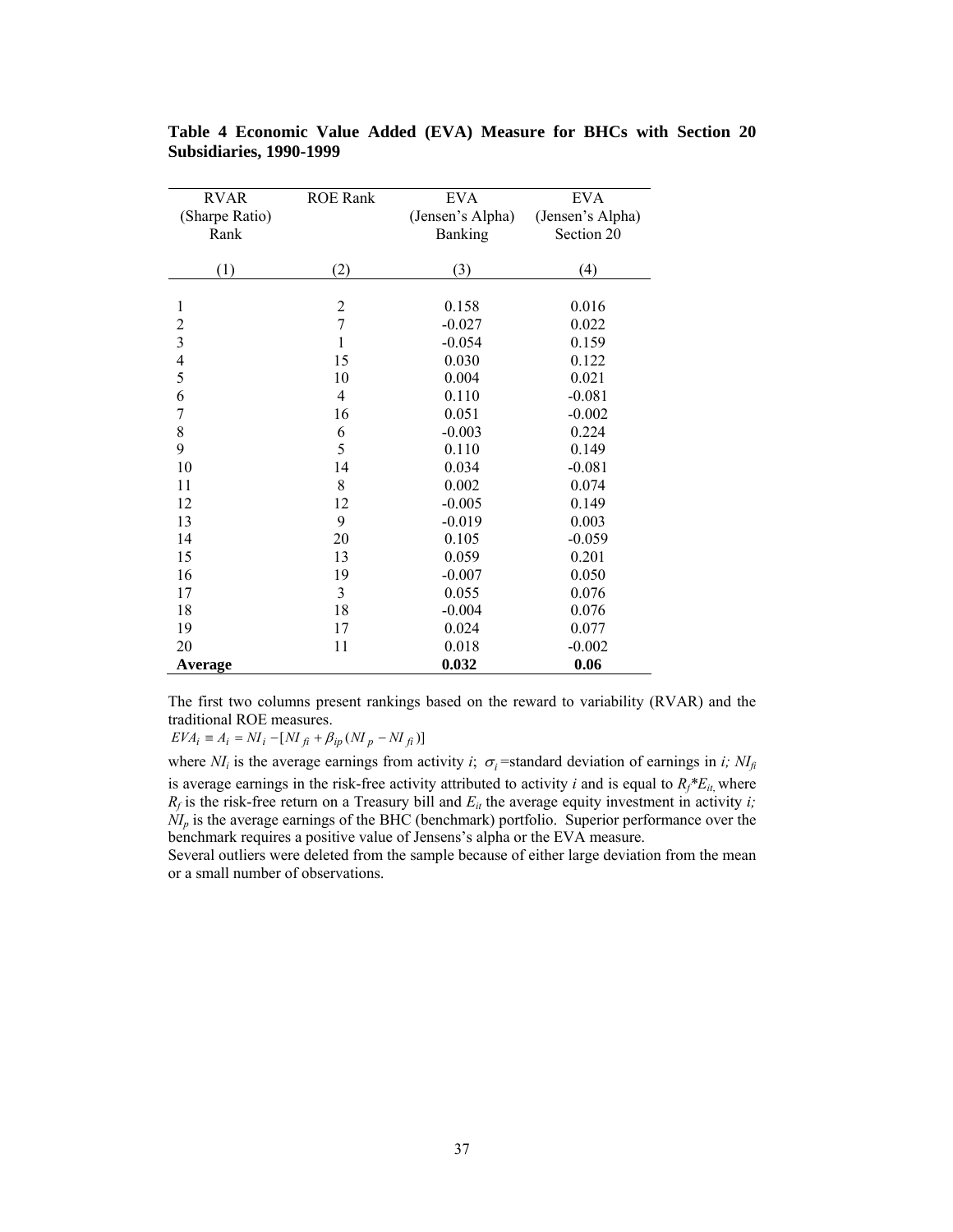**Table 4 Economic Value Added (EVA) Measure for BHCs with Section 20 Subsidiaries, 1990-1999**

| RVAR (Sharpe Ratio) Rank | ROE Rank | EVA (Jensen's Alpha) Banking | EVA (Jensen's Alpha) Section 20 |
|---|---|---|---|
| (1) | (2) | (3) | (4) |
| 1 | 2 | 0.158 | 0.016 |
| 2 | 7 | -0.027 | 0.022 |
| 3 | 1 | -0.054 | 0.159 |
| 4 | 15 | 0.030 | 0.122 |
| 5 | 10 | 0.004 | 0.021 |
| 6 | 4 | 0.110 | -0.081 |
| 7 | 16 | 0.051 | -0.002 |
| 8 | 6 | -0.003 | 0.224 |
| 9 | 5 | 0.110 | 0.149 |
| 10 | 14 | 0.034 | -0.081 |
| 11 | 8 | 0.002 | 0.074 |
| 12 | 12 | -0.005 | 0.149 |
| 13 | 9 | -0.019 | 0.003 |
| 14 | 20 | 0.105 | -0.059 |
| 15 | 13 | 0.059 | 0.201 |
| 16 | 19 | -0.007 | 0.050 |
| 17 | 3 | 0.055 | 0.076 |
| 18 | 18 | -0.004 | 0.076 |
| 19 | 17 | 0.024 | 0.077 |
| 20 | 11 | 0.018 | -0.002 |
| **Average** | | **0.032** | **0.06** |

The first two columns present rankings based on the reward to variability (RVAR) and the traditional ROE measures.

$EVA_i \equiv A_i = NI_i - [NI_{fi} + \beta_{ip}(NI_p - NI_{fi})]$

where $NI_i$ is the average earnings from activity $i$; $\sigma_i$ =standard deviation of earnings in $i$; $NI_{fi}$ is average earnings in the risk-free activity attributed to activity $i$ and is equal to $R_f{*}E_{it}$, where $R_f$ is the risk-free return on a Treasury bill and $E_{it}$ the average equity investment in activity $i$; $NI_p$ is the average earnings of the BHC (benchmark) portfolio. Superior performance over the benchmark requires a positive value of Jensens's alpha or the EVA measure.

Several outliers were deleted from the sample because of either large deviation from the mean or a small number of observations.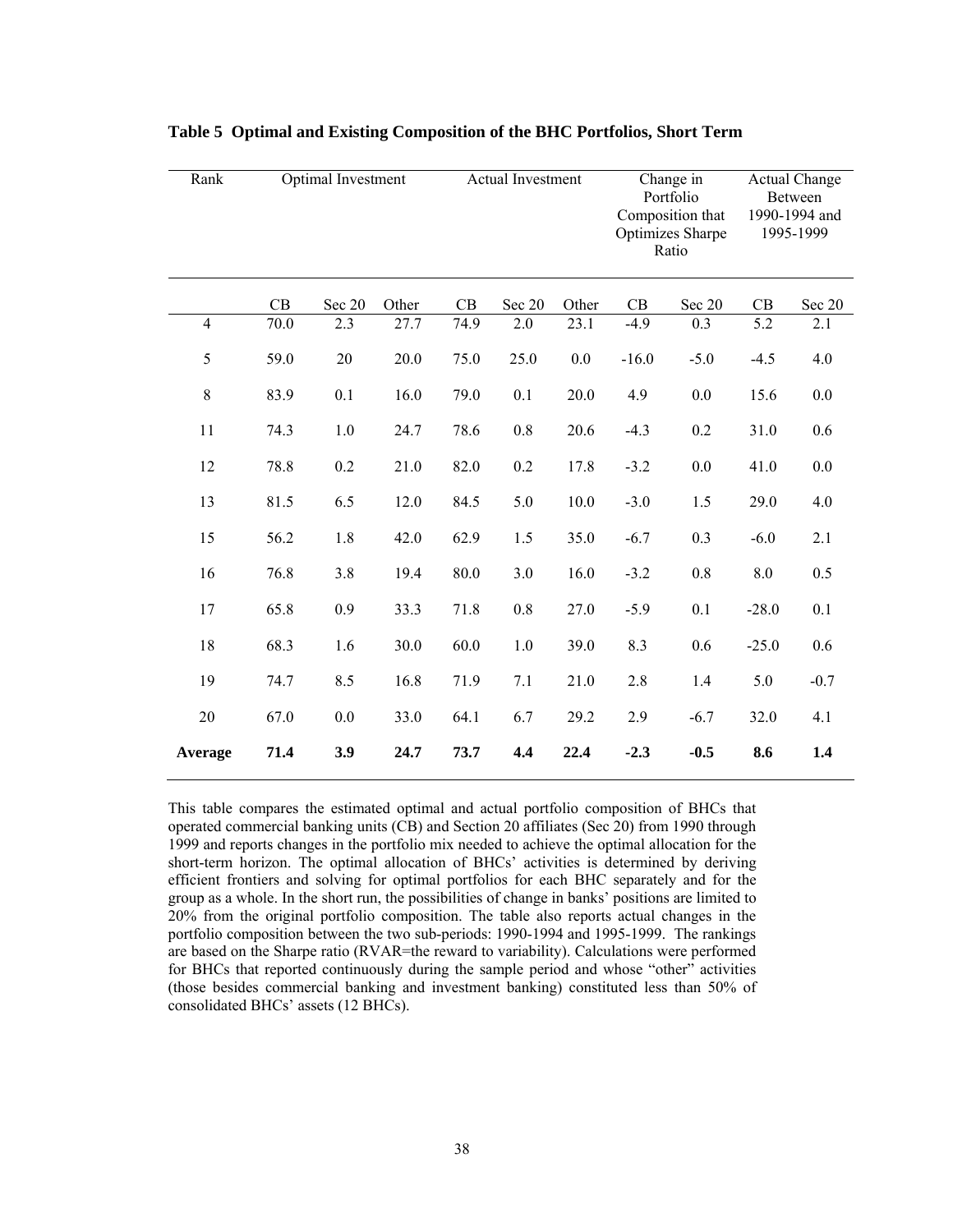**Table 5 Optimal and Existing Composition of the BHC Portfolios, Short Term**

| Rank | Optimal Investment | | | Actual Investment | | | Change in Portfolio Composition that Optimizes Sharpe Ratio | | Actual Change Between 1990-1994 and 1995-1999 | |
|---|---|---|---|---|---|---|---|---|---|---|
| | CB | Sec 20 | Other | CB | Sec 20 | Other | CB | Sec 20 | CB | Sec 20 |
| 4 | 70.0 | 2.3 | 27.7 | 74.9 | 2.0 | 23.1 | -4.9 | 0.3 | 5.2 | 2.1 |
| 5 | 59.0 | 20 | 20.0 | 75.0 | 25.0 | 0.0 | -16.0 | -5.0 | -4.5 | 4.0 |
| 8 | 83.9 | 0.1 | 16.0 | 79.0 | 0.1 | 20.0 | 4.9 | 0.0 | 15.6 | 0.0 |
| 11 | 74.3 | 1.0 | 24.7 | 78.6 | 0.8 | 20.6 | -4.3 | 0.2 | 31.0 | 0.6 |
| 12 | 78.8 | 0.2 | 21.0 | 82.0 | 0.2 | 17.8 | -3.2 | 0.0 | 41.0 | 0.0 |
| 13 | 81.5 | 6.5 | 12.0 | 84.5 | 5.0 | 10.0 | -3.0 | 1.5 | 29.0 | 4.0 |
| 15 | 56.2 | 1.8 | 42.0 | 62.9 | 1.5 | 35.0 | -6.7 | 0.3 | -6.0 | 2.1 |
| 16 | 76.8 | 3.8 | 19.4 | 80.0 | 3.0 | 16.0 | -3.2 | 0.8 | 8.0 | 0.5 |
| 17 | 65.8 | 0.9 | 33.3 | 71.8 | 0.8 | 27.0 | -5.9 | 0.1 | -28.0 | 0.1 |
| 18 | 68.3 | 1.6 | 30.0 | 60.0 | 1.0 | 39.0 | 8.3 | 0.6 | -25.0 | 0.6 |
| 19 | 74.7 | 8.5 | 16.8 | 71.9 | 7.1 | 21.0 | 2.8 | 1.4 | 5.0 | -0.7 |
| 20 | 67.0 | 0.0 | 33.0 | 64.1 | 6.7 | 29.2 | 2.9 | -6.7 | 32.0 | 4.1 |
| **Average** | **71.4** | **3.9** | **24.7** | **73.7** | **4.4** | **22.4** | **-2.3** | **-0.5** | **8.6** | **1.4** |

This table compares the estimated optimal and actual portfolio composition of BHCs that operated commercial banking units (CB) and Section 20 affiliates (Sec 20) from 1990 through 1999 and reports changes in the portfolio mix needed to achieve the optimal allocation for the short-term horizon. The optimal allocation of BHCs' activities is determined by deriving efficient frontiers and solving for optimal portfolios for each BHC separately and for the group as a whole. In the short run, the possibilities of change in banks' positions are limited to 20% from the original portfolio composition. The table also reports actual changes in the portfolio composition between the two sub-periods: 1990-1994 and 1995-1999. The rankings are based on the Sharpe ratio (RVAR=the reward to variability). Calculations were performed for BHCs that reported continuously during the sample period and whose "other" activities (those besides commercial banking and investment banking) constituted less than 50% of consolidated BHCs' assets (12 BHCs).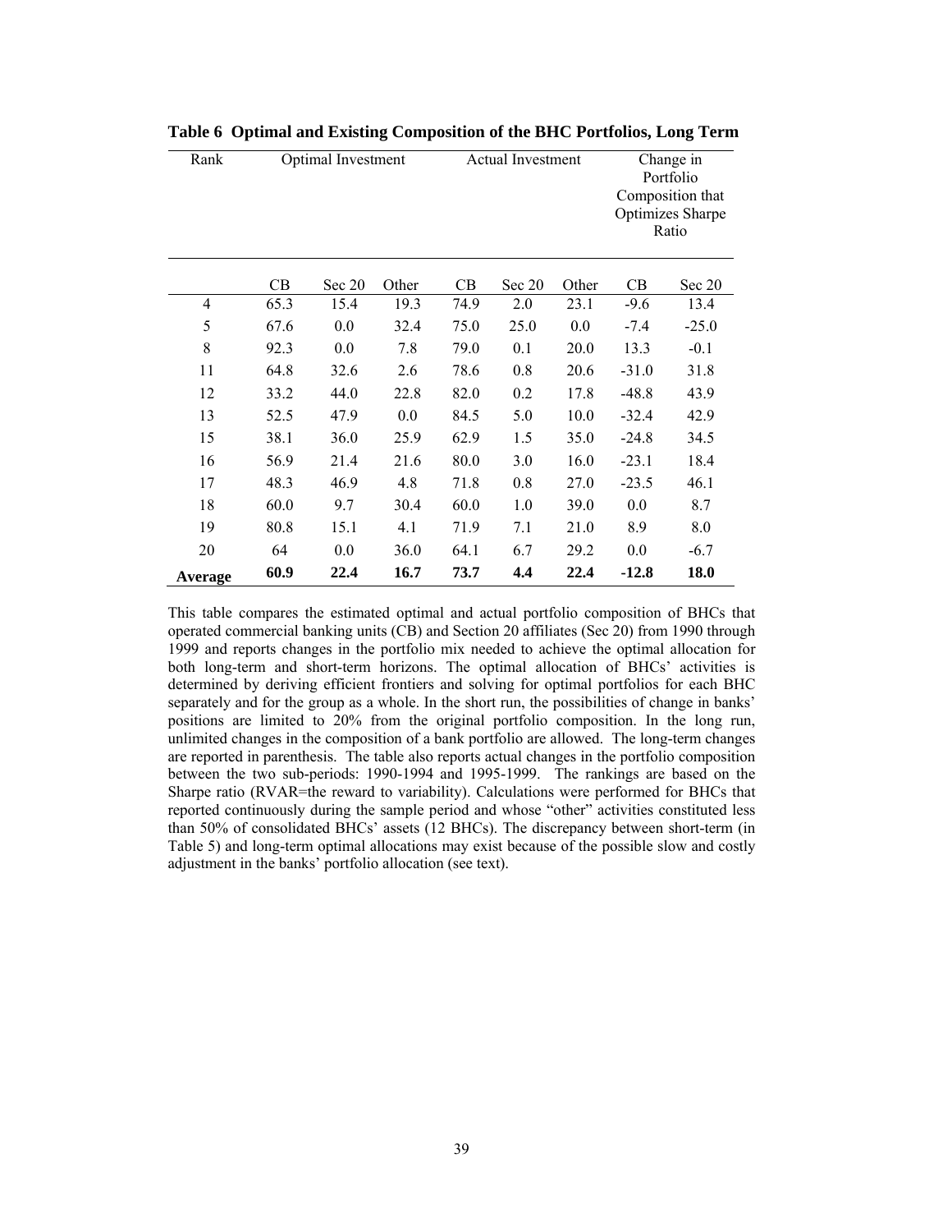**Table 6 Optimal and Existing Composition of the BHC Portfolios, Long Term**

| Rank | Optimal Investment | | | Actual Investment | | | Change in Portfolio Composition that Optimizes Sharpe Ratio | |
|---|---|---|---|---|---|---|---|---|
| | CB | Sec 20 | Other | CB | Sec 20 | Other | CB | Sec 20 |
| 4 | 65.3 | 15.4 | 19.3 | 74.9 | 2.0 | 23.1 | -9.6 | 13.4 |
| 5 | 67.6 | 0.0 | 32.4 | 75.0 | 25.0 | 0.0 | -7.4 | -25.0 |
| 8 | 92.3 | 0.0 | 7.8 | 79.0 | 0.1 | 20.0 | 13.3 | -0.1 |
| 11 | 64.8 | 32.6 | 2.6 | 78.6 | 0.8 | 20.6 | -31.0 | 31.8 |
| 12 | 33.2 | 44.0 | 22.8 | 82.0 | 0.2 | 17.8 | -48.8 | 43.9 |
| 13 | 52.5 | 47.9 | 0.0 | 84.5 | 5.0 | 10.0 | -32.4 | 42.9 |
| 15 | 38.1 | 36.0 | 25.9 | 62.9 | 1.5 | 35.0 | -24.8 | 34.5 |
| 16 | 56.9 | 21.4 | 21.6 | 80.0 | 3.0 | 16.0 | -23.1 | 18.4 |
| 17 | 48.3 | 46.9 | 4.8 | 71.8 | 0.8 | 27.0 | -23.5 | 46.1 |
| 18 | 60.0 | 9.7 | 30.4 | 60.0 | 1.0 | 39.0 | 0.0 | 8.7 |
| 19 | 80.8 | 15.1 | 4.1 | 71.9 | 7.1 | 21.0 | 8.9 | 8.0 |
| 20 | 64 | 0.0 | 36.0 | 64.1 | 6.7 | 29.2 | 0.0 | -6.7 |
| **Average** | **60.9** | **22.4** | **16.7** | **73.7** | **4.4** | **22.4** | **-12.8** | **18.0** |

This table compares the estimated optimal and actual portfolio composition of BHCs that operated commercial banking units (CB) and Section 20 affiliates (Sec 20) from 1990 through 1999 and reports changes in the portfolio mix needed to achieve the optimal allocation for both long-term and short-term horizons. The optimal allocation of BHCs' activities is determined by deriving efficient frontiers and solving for optimal portfolios for each BHC separately and for the group as a whole. In the short run, the possibilities of change in banks' positions are limited to 20% from the original portfolio composition. In the long run, unlimited changes in the composition of a bank portfolio are allowed. The long-term changes are reported in parenthesis. The table also reports actual changes in the portfolio composition between the two sub-periods: 1990-1994 and 1995-1999. The rankings are based on the Sharpe ratio (RVAR=the reward to variability). Calculations were performed for BHCs that reported continuously during the sample period and whose "other" activities constituted less than 50% of consolidated BHCs' assets (12 BHCs). The discrepancy between short-term (in Table 5) and long-term optimal allocations may exist because of the possible slow and costly adjustment in the banks' portfolio allocation (see text).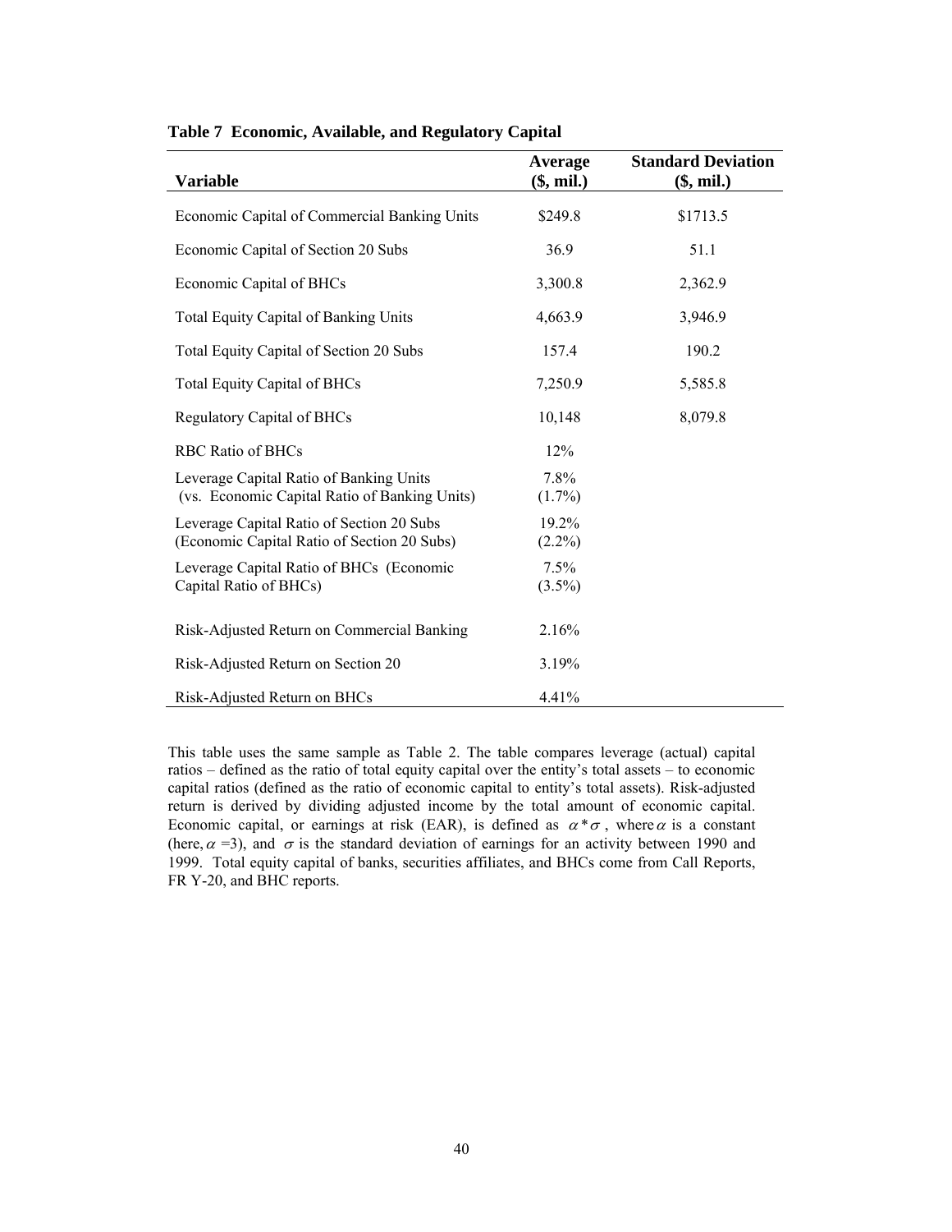**Table 7 Economic, Available, and Regulatory Capital**

| Variable | Average ($, mil.) | Standard Deviation ($, mil.) |
|---|---|---|
| Economic Capital of Commercial Banking Units | $249.8 | $1713.5 |
| Economic Capital of Section 20 Subs | 36.9 | 51.1 |
| Economic Capital of BHCs | 3,300.8 | 2,362.9 |
| Total Equity Capital of Banking Units | 4,663.9 | 3,946.9 |
| Total Equity Capital of Section 20 Subs | 157.4 | 190.2 |
| Total Equity Capital of BHCs | 7,250.9 | 5,585.8 |
| Regulatory Capital of BHCs | 10,148 | 8,079.8 |
| RBC Ratio of BHCs | 12% | |
| Leverage Capital Ratio of Banking Units (vs. Economic Capital Ratio of Banking Units) | 7.8% (1.7%) | |
| Leverage Capital Ratio of Section 20 Subs (Economic Capital Ratio of Section 20 Subs) | 19.2% (2.2%) | |
| Leverage Capital Ratio of BHCs (Economic Capital Ratio of BHCs) | 7.5% (3.5%) | |
| Risk-Adjusted Return on Commercial Banking | 2.16% | |
| Risk-Adjusted Return on Section 20 | 3.19% | |
| Risk-Adjusted Return on BHCs | 4.41% | |

This table uses the same sample as Table 2. The table compares leverage (actual) capital ratios – defined as the ratio of total equity capital over the entity's total assets – to economic capital ratios (defined as the ratio of economic capital to entity's total assets). Risk-adjusted return is derived by dividing adjusted income by the total amount of economic capital. Economic capital, or earnings at risk (EAR), is defined as $\alpha * \sigma$, where $\alpha$ is a constant (here, $\alpha$ =3), and $\sigma$ is the standard deviation of earnings for an activity between 1990 and 1999. Total equity capital of banks, securities affiliates, and BHCs come from Call Reports, FR Y-20, and BHC reports.